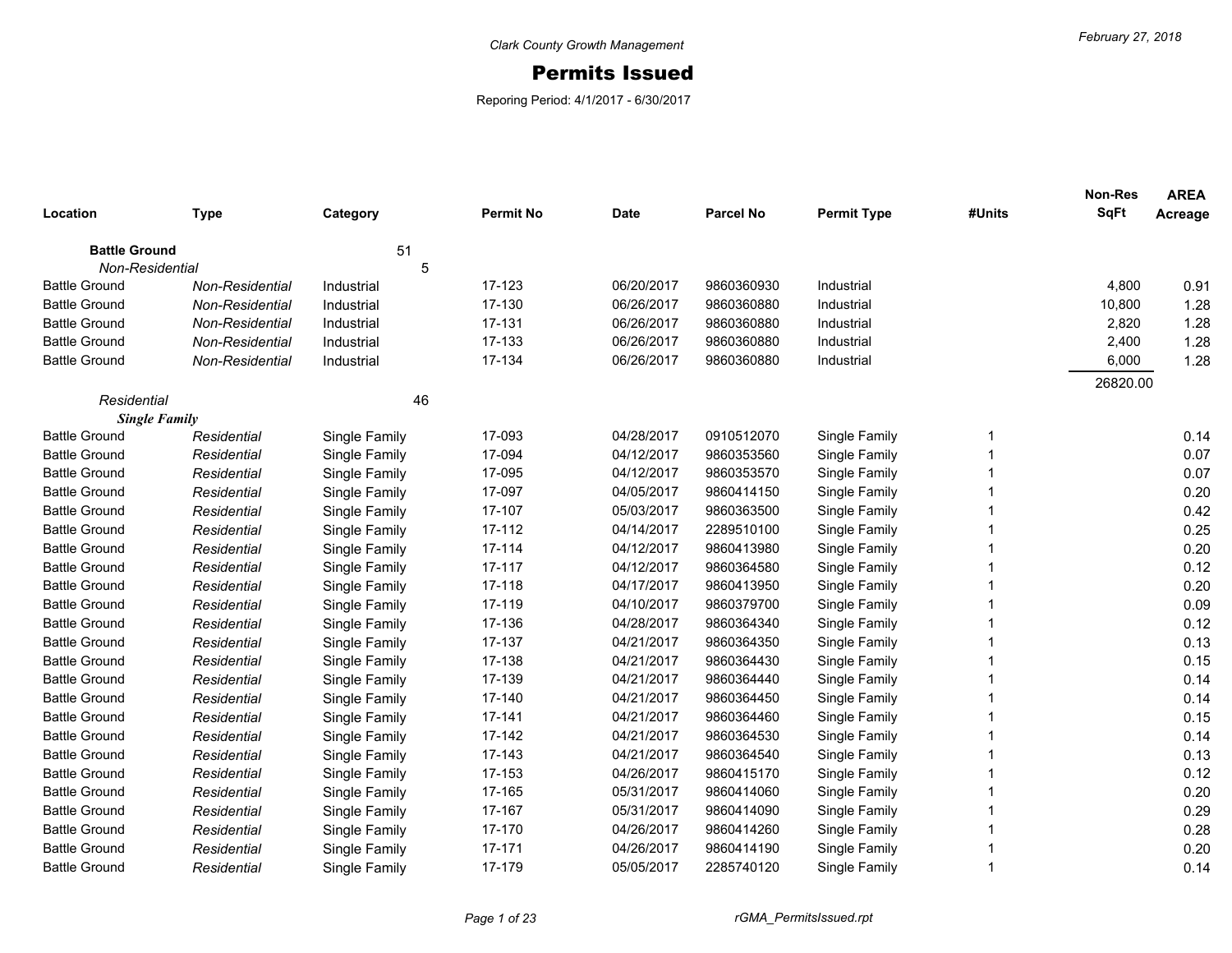Clark County Growth Management

# Permits Issued

Reporing Period: 4/1/2017 - 6/30/2017

February 27, 2018

| Location | Type | Category | Permit No | Date | Parcel No | Permit Type | #Units | Non-Res SqFt | AREA Acreage |
|---|---|---|---|---|---|---|---|---|---|
| **Battle Ground** | | 51 | | | | | | | |
| *Non-Residential* | | 5 | | | | | | | |
| Battle Ground | *Non-Residential* | Industrial | 17-123 | 06/20/2017 | 9860360930 | Industrial | | 4,800 | 0.91 |
| Battle Ground | *Non-Residential* | Industrial | 17-130 | 06/26/2017 | 9860360880 | Industrial | | 10,800 | 1.28 |
| Battle Ground | *Non-Residential* | Industrial | 17-131 | 06/26/2017 | 9860360880 | Industrial | | 2,820 | 1.28 |
| Battle Ground | *Non-Residential* | Industrial | 17-133 | 06/26/2017 | 9860360880 | Industrial | | 2,400 | 1.28 |
| Battle Ground | *Non-Residential* | Industrial | 17-134 | 06/26/2017 | 9860360880 | Industrial | | 6,000 | 1.28 |
| | | | | | | | | 26820.00 | |
| *Residential* | | 46 | | | | | | | |
| ***Single Family*** | | | | | | | | | |
| Battle Ground | *Residential* | Single Family | 17-093 | 04/28/2017 | 0910512070 | Single Family | 1 | | 0.14 |
| Battle Ground | *Residential* | Single Family | 17-094 | 04/12/2017 | 9860353560 | Single Family | 1 | | 0.07 |
| Battle Ground | *Residential* | Single Family | 17-095 | 04/12/2017 | 9860353570 | Single Family | 1 | | 0.07 |
| Battle Ground | *Residential* | Single Family | 17-097 | 04/05/2017 | 9860414150 | Single Family | 1 | | 0.20 |
| Battle Ground | *Residential* | Single Family | 17-107 | 05/03/2017 | 9860363500 | Single Family | 1 | | 0.42 |
| Battle Ground | *Residential* | Single Family | 17-112 | 04/14/2017 | 2289510100 | Single Family | 1 | | 0.25 |
| Battle Ground | *Residential* | Single Family | 17-114 | 04/12/2017 | 9860413980 | Single Family | 1 | | 0.20 |
| Battle Ground | *Residential* | Single Family | 17-117 | 04/12/2017 | 9860364580 | Single Family | 1 | | 0.12 |
| Battle Ground | *Residential* | Single Family | 17-118 | 04/17/2017 | 9860413950 | Single Family | 1 | | 0.20 |
| Battle Ground | *Residential* | Single Family | 17-119 | 04/10/2017 | 9860379700 | Single Family | 1 | | 0.09 |
| Battle Ground | *Residential* | Single Family | 17-136 | 04/28/2017 | 9860364340 | Single Family | 1 | | 0.12 |
| Battle Ground | *Residential* | Single Family | 17-137 | 04/21/2017 | 9860364350 | Single Family | 1 | | 0.13 |
| Battle Ground | *Residential* | Single Family | 17-138 | 04/21/2017 | 9860364430 | Single Family | 1 | | 0.15 |
| Battle Ground | *Residential* | Single Family | 17-139 | 04/21/2017 | 9860364440 | Single Family | 1 | | 0.14 |
| Battle Ground | *Residential* | Single Family | 17-140 | 04/21/2017 | 9860364450 | Single Family | 1 | | 0.14 |
| Battle Ground | *Residential* | Single Family | 17-141 | 04/21/2017 | 9860364460 | Single Family | 1 | | 0.15 |
| Battle Ground | *Residential* | Single Family | 17-142 | 04/21/2017 | 9860364530 | Single Family | 1 | | 0.14 |
| Battle Ground | *Residential* | Single Family | 17-143 | 04/21/2017 | 9860364540 | Single Family | 1 | | 0.13 |
| Battle Ground | *Residential* | Single Family | 17-153 | 04/26/2017 | 9860415170 | Single Family | 1 | | 0.12 |
| Battle Ground | *Residential* | Single Family | 17-165 | 05/31/2017 | 9860414060 | Single Family | 1 | | 0.20 |
| Battle Ground | *Residential* | Single Family | 17-167 | 05/31/2017 | 9860414090 | Single Family | 1 | | 0.29 |
| Battle Ground | *Residential* | Single Family | 17-170 | 04/26/2017 | 9860414260 | Single Family | 1 | | 0.28 |
| Battle Ground | *Residential* | Single Family | 17-171 | 04/26/2017 | 9860414190 | Single Family | 1 | | 0.20 |
| Battle Ground | *Residential* | Single Family | 17-179 | 05/05/2017 | 2285740120 | Single Family | 1 | | 0.14 |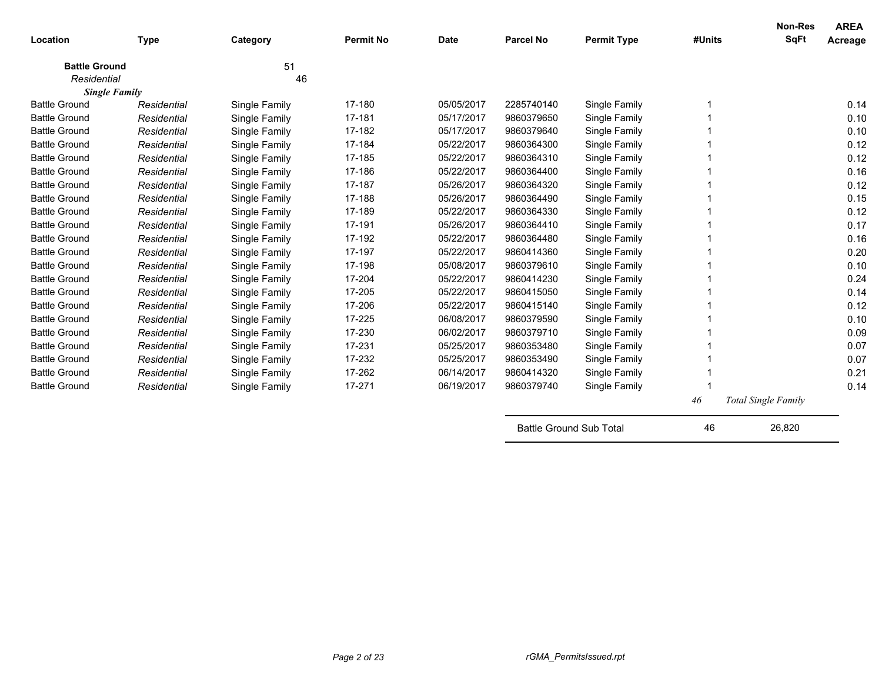| Location | Type | Category | Permit No | Date | Parcel No | Permit Type | #Units | Non-Res SqFt | AREA Acreage |
|---|---|---|---|---|---|---|---|---|---|
| **Battle Ground** | | 51 | | | | | | | |
| *Residential* | | 46 | | | | | | | |
| ***Single Family*** | | | | | | | | | |
| Battle Ground | *Residential* | Single Family | 17-180 | 05/05/2017 | 2285740140 | Single Family | 1 | | 0.14 |
| Battle Ground | *Residential* | Single Family | 17-181 | 05/17/2017 | 9860379650 | Single Family | 1 | | 0.10 |
| Battle Ground | *Residential* | Single Family | 17-182 | 05/17/2017 | 9860379640 | Single Family | 1 | | 0.10 |
| Battle Ground | *Residential* | Single Family | 17-184 | 05/22/2017 | 9860364300 | Single Family | 1 | | 0.12 |
| Battle Ground | *Residential* | Single Family | 17-185 | 05/22/2017 | 9860364310 | Single Family | 1 | | 0.12 |
| Battle Ground | *Residential* | Single Family | 17-186 | 05/22/2017 | 9860364400 | Single Family | 1 | | 0.16 |
| Battle Ground | *Residential* | Single Family | 17-187 | 05/26/2017 | 9860364320 | Single Family | 1 | | 0.12 |
| Battle Ground | *Residential* | Single Family | 17-188 | 05/26/2017 | 9860364490 | Single Family | 1 | | 0.15 |
| Battle Ground | *Residential* | Single Family | 17-189 | 05/22/2017 | 9860364330 | Single Family | 1 | | 0.12 |
| Battle Ground | *Residential* | Single Family | 17-191 | 05/26/2017 | 9860364410 | Single Family | 1 | | 0.17 |
| Battle Ground | *Residential* | Single Family | 17-192 | 05/22/2017 | 9860364480 | Single Family | 1 | | 0.16 |
| Battle Ground | *Residential* | Single Family | 17-197 | 05/22/2017 | 9860414360 | Single Family | 1 | | 0.20 |
| Battle Ground | *Residential* | Single Family | 17-198 | 05/08/2017 | 9860379610 | Single Family | 1 | | 0.10 |
| Battle Ground | *Residential* | Single Family | 17-204 | 05/22/2017 | 9860414230 | Single Family | 1 | | 0.24 |
| Battle Ground | *Residential* | Single Family | 17-205 | 05/22/2017 | 9860415050 | Single Family | 1 | | 0.14 |
| Battle Ground | *Residential* | Single Family | 17-206 | 05/22/2017 | 9860415140 | Single Family | 1 | | 0.12 |
| Battle Ground | *Residential* | Single Family | 17-225 | 06/08/2017 | 9860379590 | Single Family | 1 | | 0.10 |
| Battle Ground | *Residential* | Single Family | 17-230 | 06/02/2017 | 9860379710 | Single Family | 1 | | 0.09 |
| Battle Ground | *Residential* | Single Family | 17-231 | 05/25/2017 | 9860353480 | Single Family | 1 | | 0.07 |
| Battle Ground | *Residential* | Single Family | 17-232 | 05/25/2017 | 9860353490 | Single Family | 1 | | 0.07 |
| Battle Ground | *Residential* | Single Family | 17-262 | 06/14/2017 | 9860414320 | Single Family | 1 | | 0.21 |
| Battle Ground | *Residential* | Single Family | 17-271 | 06/19/2017 | 9860379740 | Single Family | 1 | | 0.14 |
| | | | | | | | *46* | *Total Single Family* | |
| | | | | | Battle Ground Sub Total | | 46 | 26,820 | |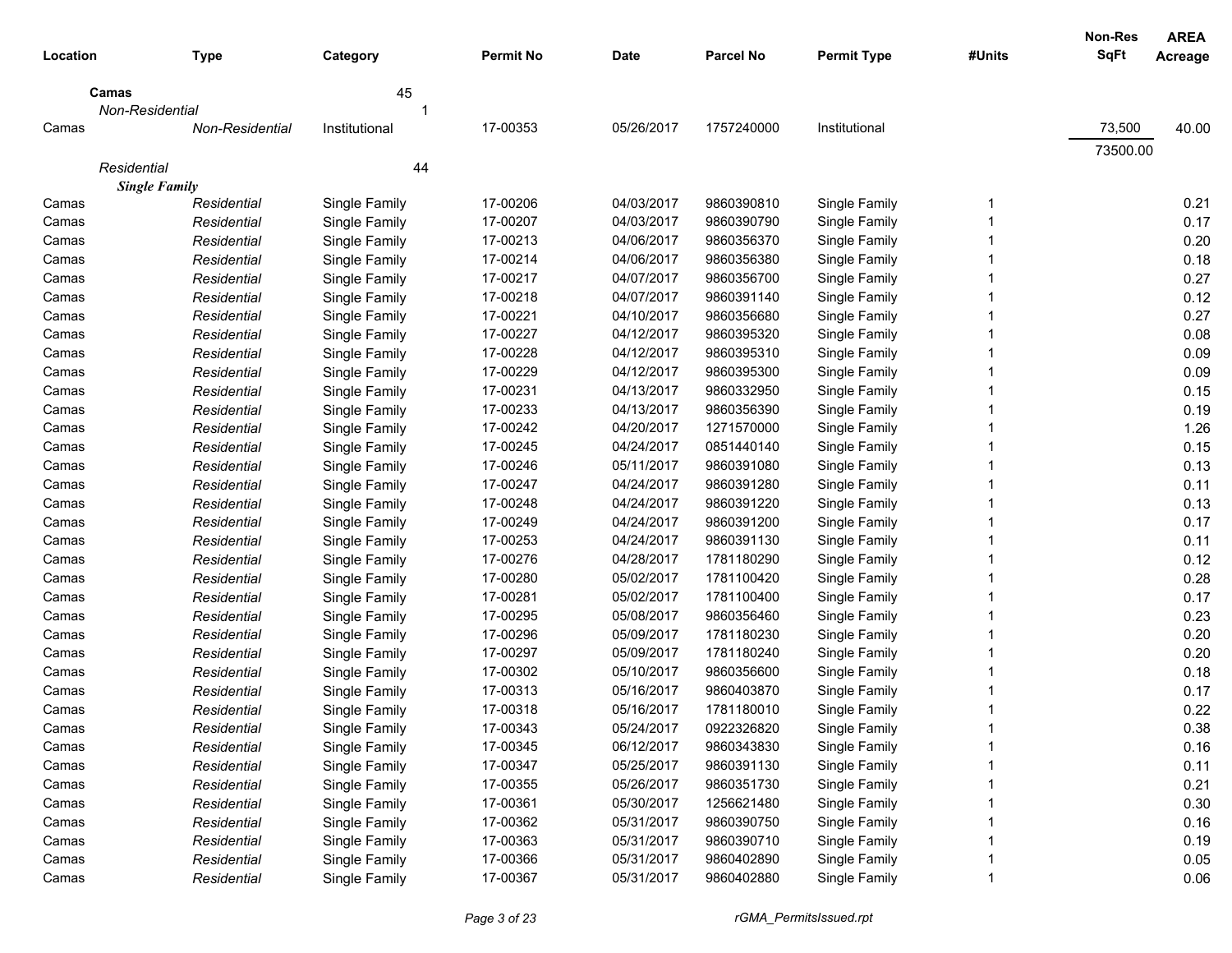| Location | Type | Category | Permit No | Date | Parcel No | Permit Type | #Units | Non-Res SqFt | AREA Acreage |
|---|---|---|---|---|---|---|---|---|---|
| **Camas** | | 45 | | | | | | | |
| | *Non-Residential* | 1 | | | | | | | |
| Camas | *Non-Residential* | Institutional | 17-00353 | 05/26/2017 | 1757240000 | Institutional | | 73,500 | 40.00 |
| | | | | | | | | 73500.00 | |
| | *Residential* | 44 | | | | | | | |
| | ***Single Family*** | | | | | | | | |
| Camas | *Residential* | Single Family | 17-00206 | 04/03/2017 | 9860390810 | Single Family | 1 | | 0.21 |
| Camas | *Residential* | Single Family | 17-00207 | 04/03/2017 | 9860390790 | Single Family | 1 | | 0.17 |
| Camas | *Residential* | Single Family | 17-00213 | 04/06/2017 | 9860356370 | Single Family | 1 | | 0.20 |
| Camas | *Residential* | Single Family | 17-00214 | 04/06/2017 | 9860356380 | Single Family | 1 | | 0.18 |
| Camas | *Residential* | Single Family | 17-00217 | 04/07/2017 | 9860356700 | Single Family | 1 | | 0.27 |
| Camas | *Residential* | Single Family | 17-00218 | 04/07/2017 | 9860391140 | Single Family | 1 | | 0.12 |
| Camas | *Residential* | Single Family | 17-00221 | 04/10/2017 | 9860356680 | Single Family | 1 | | 0.27 |
| Camas | *Residential* | Single Family | 17-00227 | 04/12/2017 | 9860395320 | Single Family | 1 | | 0.08 |
| Camas | *Residential* | Single Family | 17-00228 | 04/12/2017 | 9860395310 | Single Family | 1 | | 0.09 |
| Camas | *Residential* | Single Family | 17-00229 | 04/12/2017 | 9860395300 | Single Family | 1 | | 0.09 |
| Camas | *Residential* | Single Family | 17-00231 | 04/13/2017 | 9860332950 | Single Family | 1 | | 0.15 |
| Camas | *Residential* | Single Family | 17-00233 | 04/13/2017 | 9860356390 | Single Family | 1 | | 0.19 |
| Camas | *Residential* | Single Family | 17-00242 | 04/20/2017 | 1271570000 | Single Family | 1 | | 1.26 |
| Camas | *Residential* | Single Family | 17-00245 | 04/24/2017 | 0851440140 | Single Family | 1 | | 0.15 |
| Camas | *Residential* | Single Family | 17-00246 | 05/11/2017 | 9860391080 | Single Family | 1 | | 0.13 |
| Camas | *Residential* | Single Family | 17-00247 | 04/24/2017 | 9860391280 | Single Family | 1 | | 0.11 |
| Camas | *Residential* | Single Family | 17-00248 | 04/24/2017 | 9860391220 | Single Family | 1 | | 0.13 |
| Camas | *Residential* | Single Family | 17-00249 | 04/24/2017 | 9860391200 | Single Family | 1 | | 0.17 |
| Camas | *Residential* | Single Family | 17-00253 | 04/24/2017 | 9860391130 | Single Family | 1 | | 0.11 |
| Camas | *Residential* | Single Family | 17-00276 | 04/28/2017 | 1781180290 | Single Family | 1 | | 0.12 |
| Camas | *Residential* | Single Family | 17-00280 | 05/02/2017 | 1781100420 | Single Family | 1 | | 0.28 |
| Camas | *Residential* | Single Family | 17-00281 | 05/02/2017 | 1781100400 | Single Family | 1 | | 0.17 |
| Camas | *Residential* | Single Family | 17-00295 | 05/08/2017 | 9860356460 | Single Family | 1 | | 0.23 |
| Camas | *Residential* | Single Family | 17-00296 | 05/09/2017 | 1781180230 | Single Family | 1 | | 0.20 |
| Camas | *Residential* | Single Family | 17-00297 | 05/09/2017 | 1781180240 | Single Family | 1 | | 0.20 |
| Camas | *Residential* | Single Family | 17-00302 | 05/10/2017 | 9860356600 | Single Family | 1 | | 0.18 |
| Camas | *Residential* | Single Family | 17-00313 | 05/16/2017 | 9860403870 | Single Family | 1 | | 0.17 |
| Camas | *Residential* | Single Family | 17-00318 | 05/16/2017 | 1781180010 | Single Family | 1 | | 0.22 |
| Camas | *Residential* | Single Family | 17-00343 | 05/24/2017 | 0922326820 | Single Family | 1 | | 0.38 |
| Camas | *Residential* | Single Family | 17-00345 | 06/12/2017 | 9860343830 | Single Family | 1 | | 0.16 |
| Camas | *Residential* | Single Family | 17-00347 | 05/25/2017 | 9860391130 | Single Family | 1 | | 0.11 |
| Camas | *Residential* | Single Family | 17-00355 | 05/26/2017 | 9860351730 | Single Family | 1 | | 0.21 |
| Camas | *Residential* | Single Family | 17-00361 | 05/30/2017 | 1256621480 | Single Family | 1 | | 0.30 |
| Camas | *Residential* | Single Family | 17-00362 | 05/31/2017 | 9860390750 | Single Family | 1 | | 0.16 |
| Camas | *Residential* | Single Family | 17-00363 | 05/31/2017 | 9860390710 | Single Family | 1 | | 0.19 |
| Camas | *Residential* | Single Family | 17-00366 | 05/31/2017 | 9860402890 | Single Family | 1 | | 0.05 |
| Camas | *Residential* | Single Family | 17-00367 | 05/31/2017 | 9860402880 | Single Family | 1 | | 0.06 |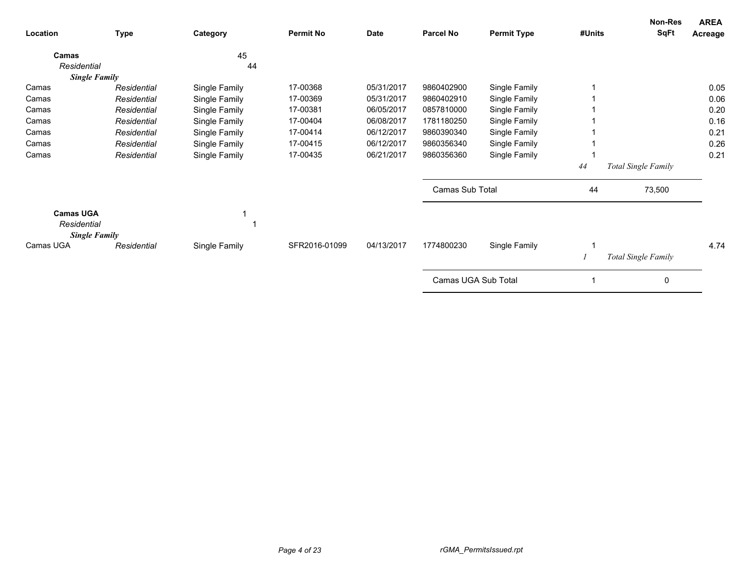| Location | Type | Category | Permit No | Date | Parcel No | Permit Type | #Units | Non-Res SqFt | AREA Acreage |
|---|---|---|---|---|---|---|---|---|---|
| **Camas** | | 45 | | | | | | | |
| *Residential* | | 44 | | | | | | | |
| ***Single Family*** | | | | | | | | | |
| Camas | *Residential* | Single Family | 17-00368 | 05/31/2017 | 9860402900 | Single Family | 1 | | 0.05 |
| Camas | *Residential* | Single Family | 17-00369 | 05/31/2017 | 9860402910 | Single Family | 1 | | 0.06 |
| Camas | *Residential* | Single Family | 17-00381 | 06/05/2017 | 0857810000 | Single Family | 1 | | 0.20 |
| Camas | *Residential* | Single Family | 17-00404 | 06/08/2017 | 1781180250 | Single Family | 1 | | 0.16 |
| Camas | *Residential* | Single Family | 17-00414 | 06/12/2017 | 9860390340 | Single Family | 1 | | 0.21 |
| Camas | *Residential* | Single Family | 17-00415 | 06/12/2017 | 9860356340 | Single Family | 1 | | 0.26 |
| Camas | *Residential* | Single Family | 17-00435 | 06/21/2017 | 9860356360 | Single Family | 1 | | 0.21 |
| | | | | | | | *44* | *Total Single Family* | |
| | | | | | Camas Sub Total | | 44 | 73,500 | |
| **Camas UGA** | | 1 | | | | | | | |
| *Residential* | | 1 | | | | | | | |
| ***Single Family*** | | | | | | | | | |
| Camas UGA | *Residential* | Single Family | SFR2016-01099 | 04/13/2017 | 1774800230 | Single Family | 1 | | 4.74 |
| | | | | | | | *1* | *Total Single Family* | |
| | | | | | Camas UGA Sub Total | | 1 | 0 | |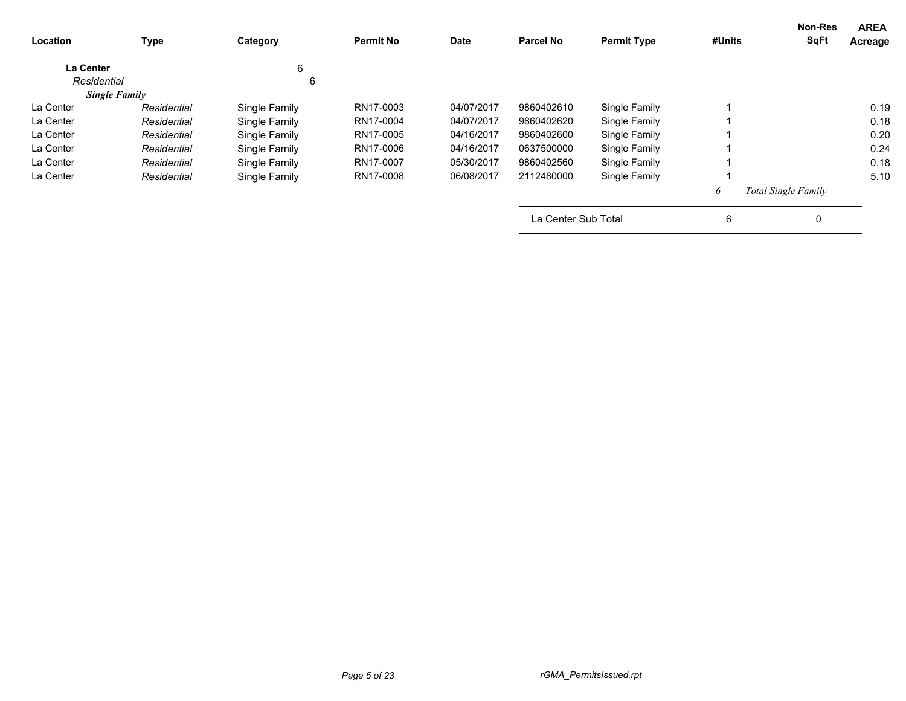| Location | Type | Category | Permit No | Date | Parcel No | Permit Type | #Units | Non-Res SqFt | AREA Acreage |
|---|---|---|---|---|---|---|---|---|---|
| **La Center** | | 6 | | | | | | | |
| *Residential* | | 6 | | | | | | | |
| ***Single Family*** | | | | | | | | | |
| La Center | *Residential* | Single Family | RN17-0003 | 04/07/2017 | 9860402610 | Single Family | 1 | | 0.19 |
| La Center | *Residential* | Single Family | RN17-0004 | 04/07/2017 | 9860402620 | Single Family | 1 | | 0.18 |
| La Center | *Residential* | Single Family | RN17-0005 | 04/16/2017 | 9860402600 | Single Family | 1 | | 0.20 |
| La Center | *Residential* | Single Family | RN17-0006 | 04/16/2017 | 0637500000 | Single Family | 1 | | 0.24 |
| La Center | *Residential* | Single Family | RN17-0007 | 05/30/2017 | 9860402560 | Single Family | 1 | | 0.18 |
| La Center | *Residential* | Single Family | RN17-0008 | 06/08/2017 | 2112480000 | Single Family | 1 | | 5.10 |
| | | | | | | | *6* | *Total Single Family* | |
| | | | | | La Center Sub Total | | 6 | 0 | |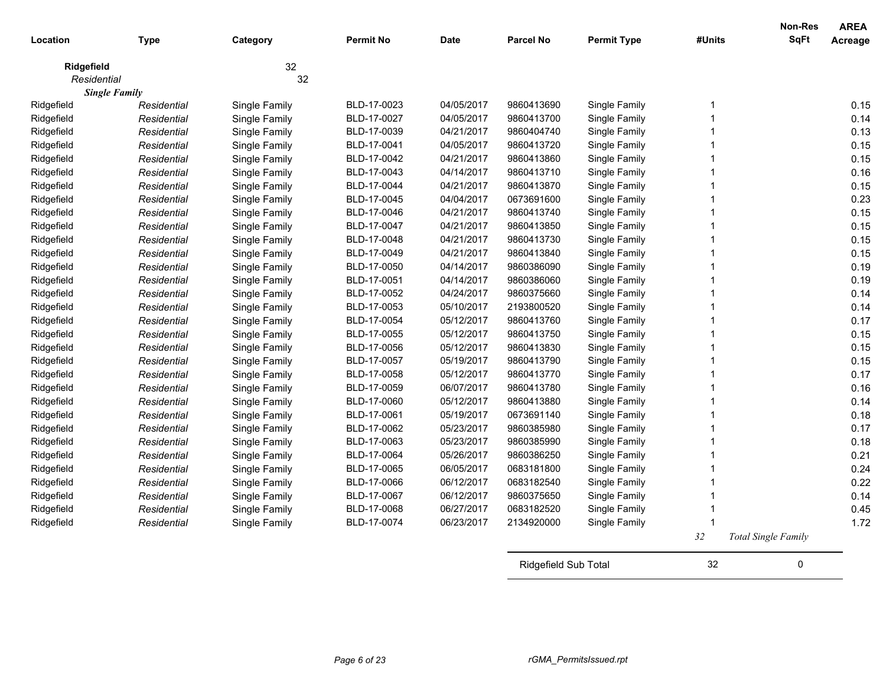| Location | Type | Category | Permit No | Date | Parcel No | Permit Type | #Units | Non-Res SqFt | AREA Acreage |
|---|---|---|---|---|---|---|---|---|---|
| **Ridgefield** | | 32 | | | | | | | |
| *Residential* | | 32 | | | | | | | |
| ***Single Family*** | | | | | | | | | |
| Ridgefield | *Residential* | Single Family | BLD-17-0023 | 04/05/2017 | 9860413690 | Single Family | 1 | | 0.15 |
| Ridgefield | *Residential* | Single Family | BLD-17-0027 | 04/05/2017 | 9860413700 | Single Family | 1 | | 0.14 |
| Ridgefield | *Residential* | Single Family | BLD-17-0039 | 04/21/2017 | 9860404740 | Single Family | 1 | | 0.13 |
| Ridgefield | *Residential* | Single Family | BLD-17-0041 | 04/05/2017 | 9860413720 | Single Family | 1 | | 0.15 |
| Ridgefield | *Residential* | Single Family | BLD-17-0042 | 04/21/2017 | 9860413860 | Single Family | 1 | | 0.15 |
| Ridgefield | *Residential* | Single Family | BLD-17-0043 | 04/14/2017 | 9860413710 | Single Family | 1 | | 0.16 |
| Ridgefield | *Residential* | Single Family | BLD-17-0044 | 04/21/2017 | 9860413870 | Single Family | 1 | | 0.15 |
| Ridgefield | *Residential* | Single Family | BLD-17-0045 | 04/04/2017 | 0673691600 | Single Family | 1 | | 0.23 |
| Ridgefield | *Residential* | Single Family | BLD-17-0046 | 04/21/2017 | 9860413740 | Single Family | 1 | | 0.15 |
| Ridgefield | *Residential* | Single Family | BLD-17-0047 | 04/21/2017 | 9860413850 | Single Family | 1 | | 0.15 |
| Ridgefield | *Residential* | Single Family | BLD-17-0048 | 04/21/2017 | 9860413730 | Single Family | 1 | | 0.15 |
| Ridgefield | *Residential* | Single Family | BLD-17-0049 | 04/21/2017 | 9860413840 | Single Family | 1 | | 0.15 |
| Ridgefield | *Residential* | Single Family | BLD-17-0050 | 04/14/2017 | 9860386090 | Single Family | 1 | | 0.19 |
| Ridgefield | *Residential* | Single Family | BLD-17-0051 | 04/14/2017 | 9860386060 | Single Family | 1 | | 0.19 |
| Ridgefield | *Residential* | Single Family | BLD-17-0052 | 04/24/2017 | 9860375660 | Single Family | 1 | | 0.14 |
| Ridgefield | *Residential* | Single Family | BLD-17-0053 | 05/10/2017 | 2193800520 | Single Family | 1 | | 0.14 |
| Ridgefield | *Residential* | Single Family | BLD-17-0054 | 05/12/2017 | 9860413760 | Single Family | 1 | | 0.17 |
| Ridgefield | *Residential* | Single Family | BLD-17-0055 | 05/12/2017 | 9860413750 | Single Family | 1 | | 0.15 |
| Ridgefield | *Residential* | Single Family | BLD-17-0056 | 05/12/2017 | 9860413830 | Single Family | 1 | | 0.15 |
| Ridgefield | *Residential* | Single Family | BLD-17-0057 | 05/19/2017 | 9860413790 | Single Family | 1 | | 0.15 |
| Ridgefield | *Residential* | Single Family | BLD-17-0058 | 05/12/2017 | 9860413770 | Single Family | 1 | | 0.17 |
| Ridgefield | *Residential* | Single Family | BLD-17-0059 | 06/07/2017 | 9860413780 | Single Family | 1 | | 0.16 |
| Ridgefield | *Residential* | Single Family | BLD-17-0060 | 05/12/2017 | 9860413880 | Single Family | 1 | | 0.14 |
| Ridgefield | *Residential* | Single Family | BLD-17-0061 | 05/19/2017 | 0673691140 | Single Family | 1 | | 0.18 |
| Ridgefield | *Residential* | Single Family | BLD-17-0062 | 05/23/2017 | 9860385980 | Single Family | 1 | | 0.17 |
| Ridgefield | *Residential* | Single Family | BLD-17-0063 | 05/23/2017 | 9860385990 | Single Family | 1 | | 0.18 |
| Ridgefield | *Residential* | Single Family | BLD-17-0064 | 05/26/2017 | 9860386250 | Single Family | 1 | | 0.21 |
| Ridgefield | *Residential* | Single Family | BLD-17-0065 | 06/05/2017 | 0683181800 | Single Family | 1 | | 0.24 |
| Ridgefield | *Residential* | Single Family | BLD-17-0066 | 06/12/2017 | 0683182540 | Single Family | 1 | | 0.22 |
| Ridgefield | *Residential* | Single Family | BLD-17-0067 | 06/12/2017 | 9860375650 | Single Family | 1 | | 0.14 |
| Ridgefield | *Residential* | Single Family | BLD-17-0068 | 06/27/2017 | 0683182520 | Single Family | 1 | | 0.45 |
| Ridgefield | *Residential* | Single Family | BLD-17-0074 | 06/23/2017 | 2134920000 | Single Family | 1 | | 1.72 |
| | | | | | | | *32* | *Total Single Family* | |
| | | | | | Ridgefield Sub Total | | 32 | 0 | |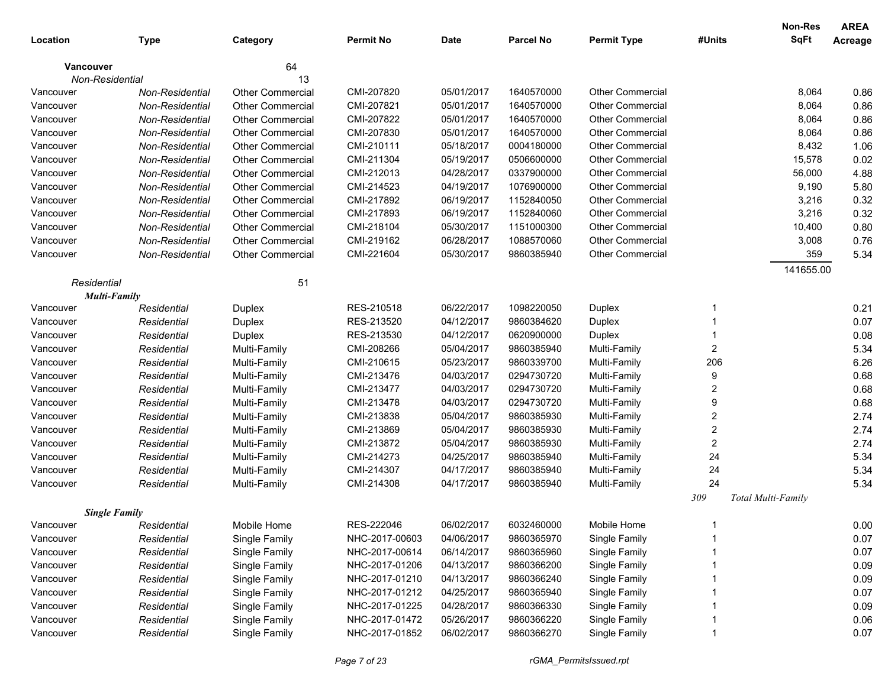| Location | Type | Category | Permit No | Date | Parcel No | Permit Type | #Units | Non-Res SqFt | AREA Acreage |
|---|---|---|---|---|---|---|---|---|---|
| **Vancouver** | | 64 | | | | | | | |
| *Non-Residential* | | 13 | | | | | | | |
| Vancouver | *Non-Residential* | Other Commercial | CMI-207820 | 05/01/2017 | 1640570000 | Other Commercial | | 8,064 | 0.86 |
| Vancouver | *Non-Residential* | Other Commercial | CMI-207821 | 05/01/2017 | 1640570000 | Other Commercial | | 8,064 | 0.86 |
| Vancouver | *Non-Residential* | Other Commercial | CMI-207822 | 05/01/2017 | 1640570000 | Other Commercial | | 8,064 | 0.86 |
| Vancouver | *Non-Residential* | Other Commercial | CMI-207830 | 05/01/2017 | 1640570000 | Other Commercial | | 8,064 | 0.86 |
| Vancouver | *Non-Residential* | Other Commercial | CMI-210111 | 05/18/2017 | 0004180000 | Other Commercial | | 8,432 | 1.06 |
| Vancouver | *Non-Residential* | Other Commercial | CMI-211304 | 05/19/2017 | 0506600000 | Other Commercial | | 15,578 | 0.02 |
| Vancouver | *Non-Residential* | Other Commercial | CMI-212013 | 04/28/2017 | 0337900000 | Other Commercial | | 56,000 | 4.88 |
| Vancouver | *Non-Residential* | Other Commercial | CMI-214523 | 04/19/2017 | 1076900000 | Other Commercial | | 9,190 | 5.80 |
| Vancouver | *Non-Residential* | Other Commercial | CMI-217892 | 06/19/2017 | 1152840050 | Other Commercial | | 3,216 | 0.32 |
| Vancouver | *Non-Residential* | Other Commercial | CMI-217893 | 06/19/2017 | 1152840060 | Other Commercial | | 3,216 | 0.32 |
| Vancouver | *Non-Residential* | Other Commercial | CMI-218104 | 05/30/2017 | 1151000300 | Other Commercial | | 10,400 | 0.80 |
| Vancouver | *Non-Residential* | Other Commercial | CMI-219162 | 06/28/2017 | 1088570060 | Other Commercial | | 3,008 | 0.76 |
| Vancouver | *Non-Residential* | Other Commercial | CMI-221604 | 05/30/2017 | 9860385940 | Other Commercial | | 359 | 5.34 |
| | | | | | | | | 141655.00 | |
| *Residential* | | 51 | | | | | | | |
| ***Multi-Family*** | | | | | | | | | |
| Vancouver | *Residential* | Duplex | RES-210518 | 06/22/2017 | 1098220050 | Duplex | 1 | | 0.21 |
| Vancouver | *Residential* | Duplex | RES-213520 | 04/12/2017 | 9860384620 | Duplex | 1 | | 0.07 |
| Vancouver | *Residential* | Duplex | RES-213530 | 04/12/2017 | 0620900000 | Duplex | 1 | | 0.08 |
| Vancouver | *Residential* | Multi-Family | CMI-208266 | 05/04/2017 | 9860385940 | Multi-Family | 2 | | 5.34 |
| Vancouver | *Residential* | Multi-Family | CMI-210615 | 05/23/2017 | 9860339700 | Multi-Family | 206 | | 6.26 |
| Vancouver | *Residential* | Multi-Family | CMI-213476 | 04/03/2017 | 0294730720 | Multi-Family | 9 | | 0.68 |
| Vancouver | *Residential* | Multi-Family | CMI-213477 | 04/03/2017 | 0294730720 | Multi-Family | 2 | | 0.68 |
| Vancouver | *Residential* | Multi-Family | CMI-213478 | 04/03/2017 | 0294730720 | Multi-Family | 9 | | 0.68 |
| Vancouver | *Residential* | Multi-Family | CMI-213838 | 05/04/2017 | 9860385930 | Multi-Family | 2 | | 2.74 |
| Vancouver | *Residential* | Multi-Family | CMI-213869 | 05/04/2017 | 9860385930 | Multi-Family | 2 | | 2.74 |
| Vancouver | *Residential* | Multi-Family | CMI-213872 | 05/04/2017 | 9860385930 | Multi-Family | 2 | | 2.74 |
| Vancouver | *Residential* | Multi-Family | CMI-214273 | 04/25/2017 | 9860385940 | Multi-Family | 24 | | 5.34 |
| Vancouver | *Residential* | Multi-Family | CMI-214307 | 04/17/2017 | 9860385940 | Multi-Family | 24 | | 5.34 |
| Vancouver | *Residential* | Multi-Family | CMI-214308 | 04/17/2017 | 9860385940 | Multi-Family | 24 | | 5.34 |
| | | | | | | | *309* | *Total Multi-Family* | |
| ***Single Family*** | | | | | | | | | |
| Vancouver | *Residential* | Mobile Home | RES-222046 | 06/02/2017 | 6032460000 | Mobile Home | 1 | | 0.00 |
| Vancouver | *Residential* | Single Family | NHC-2017-00603 | 04/06/2017 | 9860365970 | Single Family | 1 | | 0.07 |
| Vancouver | *Residential* | Single Family | NHC-2017-00614 | 06/14/2017 | 9860365960 | Single Family | 1 | | 0.07 |
| Vancouver | *Residential* | Single Family | NHC-2017-01206 | 04/13/2017 | 9860366200 | Single Family | 1 | | 0.09 |
| Vancouver | *Residential* | Single Family | NHC-2017-01210 | 04/13/2017 | 9860366240 | Single Family | 1 | | 0.09 |
| Vancouver | *Residential* | Single Family | NHC-2017-01212 | 04/25/2017 | 9860365940 | Single Family | 1 | | 0.07 |
| Vancouver | *Residential* | Single Family | NHC-2017-01225 | 04/28/2017 | 9860366330 | Single Family | 1 | | 0.09 |
| Vancouver | *Residential* | Single Family | NHC-2017-01472 | 05/26/2017 | 9860366220 | Single Family | 1 | | 0.06 |
| Vancouver | *Residential* | Single Family | NHC-2017-01852 | 06/02/2017 | 9860366270 | Single Family | 1 | | 0.07 |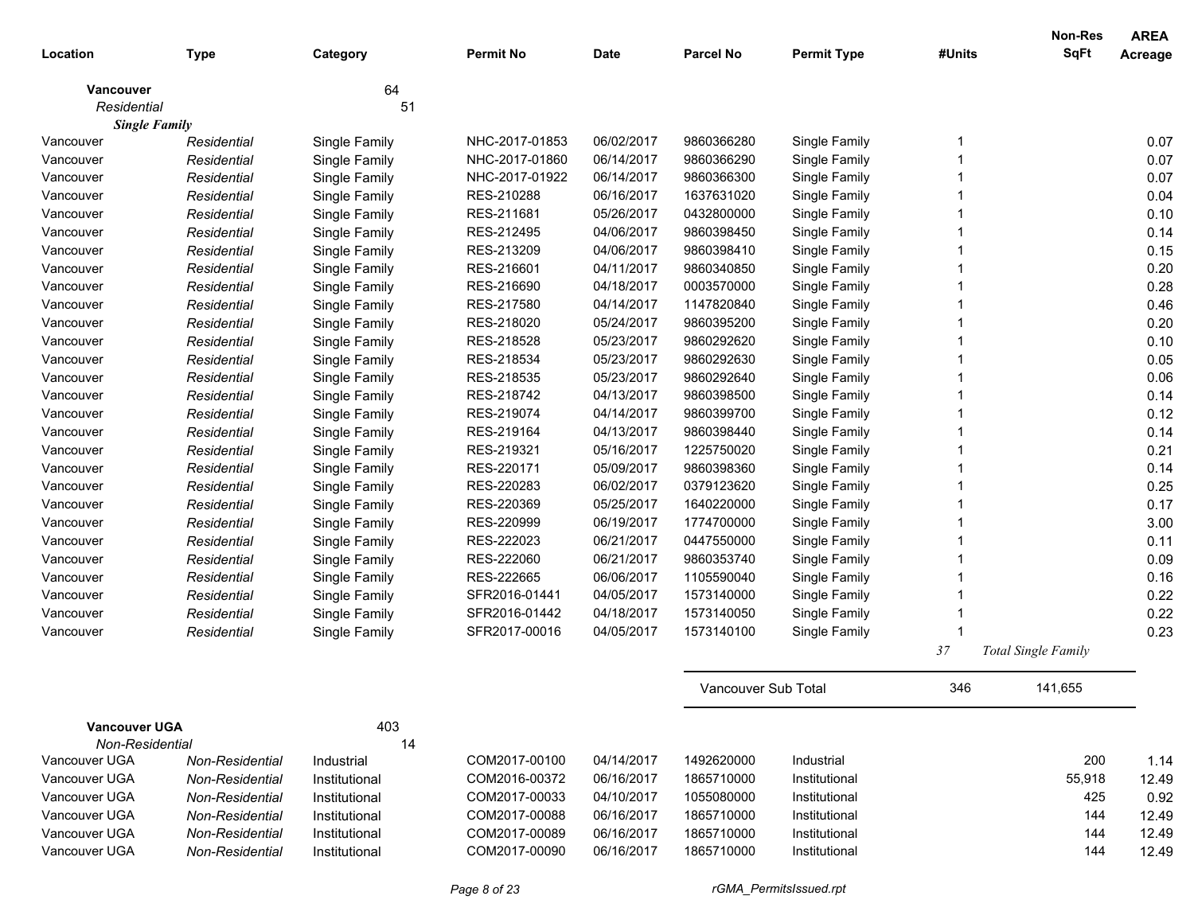| Location | Type | Category | Permit No | Date | Parcel No | Permit Type | #Units | Non-Res SqFt | AREA Acreage |
|---|---|---|---|---|---|---|---|---|---|
| **Vancouver** | | 64 | | | | | | | |
| *Residential* | | 51 | | | | | | | |
| ***Single Family*** | | | | | | | | | |
| Vancouver | *Residential* | Single Family | NHC-2017-01853 | 06/02/2017 | 9860366280 | Single Family | 1 | | 0.07 |
| Vancouver | *Residential* | Single Family | NHC-2017-01860 | 06/14/2017 | 9860366290 | Single Family | 1 | | 0.07 |
| Vancouver | *Residential* | Single Family | NHC-2017-01922 | 06/14/2017 | 9860366300 | Single Family | 1 | | 0.07 |
| Vancouver | *Residential* | Single Family | RES-210288 | 06/16/2017 | 1637631020 | Single Family | 1 | | 0.04 |
| Vancouver | *Residential* | Single Family | RES-211681 | 05/26/2017 | 0432800000 | Single Family | 1 | | 0.10 |
| Vancouver | *Residential* | Single Family | RES-212495 | 04/06/2017 | 9860398450 | Single Family | 1 | | 0.14 |
| Vancouver | *Residential* | Single Family | RES-213209 | 04/06/2017 | 9860398410 | Single Family | 1 | | 0.15 |
| Vancouver | *Residential* | Single Family | RES-216601 | 04/11/2017 | 9860340850 | Single Family | 1 | | 0.20 |
| Vancouver | *Residential* | Single Family | RES-216690 | 04/18/2017 | 0003570000 | Single Family | 1 | | 0.28 |
| Vancouver | *Residential* | Single Family | RES-217580 | 04/14/2017 | 1147820840 | Single Family | 1 | | 0.46 |
| Vancouver | *Residential* | Single Family | RES-218020 | 05/24/2017 | 9860395200 | Single Family | 1 | | 0.20 |
| Vancouver | *Residential* | Single Family | RES-218528 | 05/23/2017 | 9860292620 | Single Family | 1 | | 0.10 |
| Vancouver | *Residential* | Single Family | RES-218534 | 05/23/2017 | 9860292630 | Single Family | 1 | | 0.05 |
| Vancouver | *Residential* | Single Family | RES-218535 | 05/23/2017 | 9860292640 | Single Family | 1 | | 0.06 |
| Vancouver | *Residential* | Single Family | RES-218742 | 04/13/2017 | 9860398500 | Single Family | 1 | | 0.14 |
| Vancouver | *Residential* | Single Family | RES-219074 | 04/14/2017 | 9860399700 | Single Family | 1 | | 0.12 |
| Vancouver | *Residential* | Single Family | RES-219164 | 04/13/2017 | 9860398440 | Single Family | 1 | | 0.14 |
| Vancouver | *Residential* | Single Family | RES-219321 | 05/16/2017 | 1225750020 | Single Family | 1 | | 0.21 |
| Vancouver | *Residential* | Single Family | RES-220171 | 05/09/2017 | 9860398360 | Single Family | 1 | | 0.14 |
| Vancouver | *Residential* | Single Family | RES-220283 | 06/02/2017 | 0379123620 | Single Family | 1 | | 0.25 |
| Vancouver | *Residential* | Single Family | RES-220369 | 05/25/2017 | 1640220000 | Single Family | 1 | | 0.17 |
| Vancouver | *Residential* | Single Family | RES-220999 | 06/19/2017 | 1774700000 | Single Family | 1 | | 3.00 |
| Vancouver | *Residential* | Single Family | RES-222023 | 06/21/2017 | 0447550000 | Single Family | 1 | | 0.11 |
| Vancouver | *Residential* | Single Family | RES-222060 | 06/21/2017 | 9860353740 | Single Family | 1 | | 0.09 |
| Vancouver | *Residential* | Single Family | RES-222665 | 06/06/2017 | 1105590040 | Single Family | 1 | | 0.16 |
| Vancouver | *Residential* | Single Family | SFR2016-01441 | 04/05/2017 | 1573140000 | Single Family | 1 | | 0.22 |
| Vancouver | *Residential* | Single Family | SFR2016-01442 | 04/18/2017 | 1573140050 | Single Family | 1 | | 0.22 |
| Vancouver | *Residential* | Single Family | SFR2017-00016 | 04/05/2017 | 1573140100 | Single Family | 1 | | 0.23 |
| | | | | | | | *37* | *Total Single Family* | |
| | | | | | Vancouver Sub Total | | 346 | 141,655 | |
| **Vancouver UGA** | | 403 | | | | | | | |
| *Non-Residential* | | 14 | | | | | | | |
| Vancouver UGA | *Non-Residential* | Industrial | COM2017-00100 | 04/14/2017 | 1492620000 | Industrial | | 200 | 1.14 |
| Vancouver UGA | *Non-Residential* | Institutional | COM2016-00372 | 06/16/2017 | 1865710000 | Institutional | | 55,918 | 12.49 |
| Vancouver UGA | *Non-Residential* | Institutional | COM2017-00033 | 04/10/2017 | 1055080000 | Institutional | | 425 | 0.92 |
| Vancouver UGA | *Non-Residential* | Institutional | COM2017-00088 | 06/16/2017 | 1865710000 | Institutional | | 144 | 12.49 |
| Vancouver UGA | *Non-Residential* | Institutional | COM2017-00089 | 06/16/2017 | 1865710000 | Institutional | | 144 | 12.49 |
| Vancouver UGA | *Non-Residential* | Institutional | COM2017-00090 | 06/16/2017 | 1865710000 | Institutional | | 144 | 12.49 |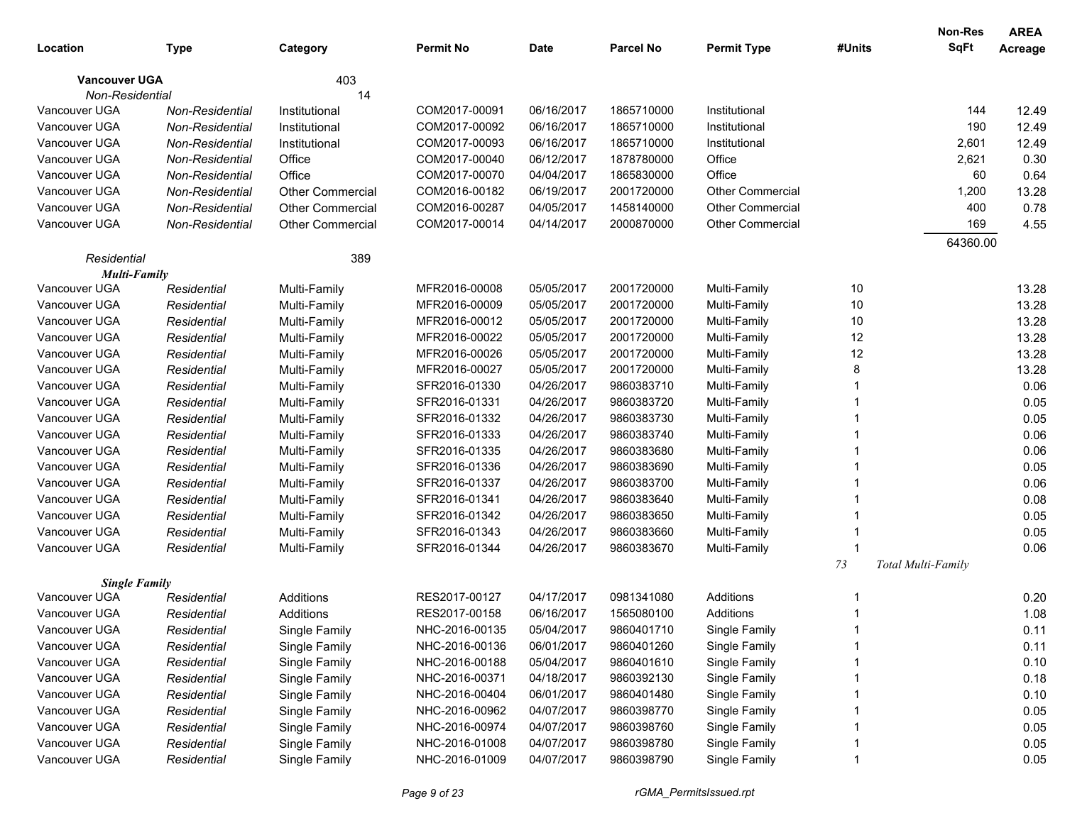| Location | Type | Category | Permit No | Date | Parcel No | Permit Type | #Units | Non-Res SqFt | AREA Acreage |
|---|---|---|---|---|---|---|---|---|---|
| **Vancouver UGA** | | 403 | | | | | | | |
| *Non-Residential* | | 14 | | | | | | | |
| Vancouver UGA | *Non-Residential* | Institutional | COM2017-00091 | 06/16/2017 | 1865710000 | Institutional | | 144 | 12.49 |
| Vancouver UGA | *Non-Residential* | Institutional | COM2017-00092 | 06/16/2017 | 1865710000 | Institutional | | 190 | 12.49 |
| Vancouver UGA | *Non-Residential* | Institutional | COM2017-00093 | 06/16/2017 | 1865710000 | Institutional | | 2,601 | 12.49 |
| Vancouver UGA | *Non-Residential* | Office | COM2017-00040 | 06/12/2017 | 1878780000 | Office | | 2,621 | 0.30 |
| Vancouver UGA | *Non-Residential* | Office | COM2017-00070 | 04/04/2017 | 1865830000 | Office | | 60 | 0.64 |
| Vancouver UGA | *Non-Residential* | Other Commercial | COM2016-00182 | 06/19/2017 | 2001720000 | Other Commercial | | 1,200 | 13.28 |
| Vancouver UGA | *Non-Residential* | Other Commercial | COM2016-00287 | 04/05/2017 | 1458140000 | Other Commercial | | 400 | 0.78 |
| Vancouver UGA | *Non-Residential* | Other Commercial | COM2017-00014 | 04/14/2017 | 2000870000 | Other Commercial | | 169 | 4.55 |
| | | | | | | | | 64360.00 | |
| *Residential* | | 389 | | | | | | | |
| ***Multi-Family*** | | | | | | | | | |
| Vancouver UGA | *Residential* | Multi-Family | MFR2016-00008 | 05/05/2017 | 2001720000 | Multi-Family | 10 | | 13.28 |
| Vancouver UGA | *Residential* | Multi-Family | MFR2016-00009 | 05/05/2017 | 2001720000 | Multi-Family | 10 | | 13.28 |
| Vancouver UGA | *Residential* | Multi-Family | MFR2016-00012 | 05/05/2017 | 2001720000 | Multi-Family | 10 | | 13.28 |
| Vancouver UGA | *Residential* | Multi-Family | MFR2016-00022 | 05/05/2017 | 2001720000 | Multi-Family | 12 | | 13.28 |
| Vancouver UGA | *Residential* | Multi-Family | MFR2016-00026 | 05/05/2017 | 2001720000 | Multi-Family | 12 | | 13.28 |
| Vancouver UGA | *Residential* | Multi-Family | MFR2016-00027 | 05/05/2017 | 2001720000 | Multi-Family | 8 | | 13.28 |
| Vancouver UGA | *Residential* | Multi-Family | SFR2016-01330 | 04/26/2017 | 9860383710 | Multi-Family | 1 | | 0.06 |
| Vancouver UGA | *Residential* | Multi-Family | SFR2016-01331 | 04/26/2017 | 9860383720 | Multi-Family | 1 | | 0.05 |
| Vancouver UGA | *Residential* | Multi-Family | SFR2016-01332 | 04/26/2017 | 9860383730 | Multi-Family | 1 | | 0.05 |
| Vancouver UGA | *Residential* | Multi-Family | SFR2016-01333 | 04/26/2017 | 9860383740 | Multi-Family | 1 | | 0.06 |
| Vancouver UGA | *Residential* | Multi-Family | SFR2016-01335 | 04/26/2017 | 9860383680 | Multi-Family | 1 | | 0.06 |
| Vancouver UGA | *Residential* | Multi-Family | SFR2016-01336 | 04/26/2017 | 9860383690 | Multi-Family | 1 | | 0.05 |
| Vancouver UGA | *Residential* | Multi-Family | SFR2016-01337 | 04/26/2017 | 9860383700 | Multi-Family | 1 | | 0.06 |
| Vancouver UGA | *Residential* | Multi-Family | SFR2016-01341 | 04/26/2017 | 9860383640 | Multi-Family | 1 | | 0.08 |
| Vancouver UGA | *Residential* | Multi-Family | SFR2016-01342 | 04/26/2017 | 9860383650 | Multi-Family | 1 | | 0.05 |
| Vancouver UGA | *Residential* | Multi-Family | SFR2016-01343 | 04/26/2017 | 9860383660 | Multi-Family | 1 | | 0.05 |
| Vancouver UGA | *Residential* | Multi-Family | SFR2016-01344 | 04/26/2017 | 9860383670 | Multi-Family | 1 | | 0.06 |
| | | | | | | | *73* | *Total Multi-Family* | |
| ***Single Family*** | | | | | | | | | |
| Vancouver UGA | *Residential* | Additions | RES2017-00127 | 04/17/2017 | 0981341080 | Additions | 1 | | 0.20 |
| Vancouver UGA | *Residential* | Additions | RES2017-00158 | 06/16/2017 | 1565080100 | Additions | 1 | | 1.08 |
| Vancouver UGA | *Residential* | Single Family | NHC-2016-00135 | 05/04/2017 | 9860401710 | Single Family | 1 | | 0.11 |
| Vancouver UGA | *Residential* | Single Family | NHC-2016-00136 | 06/01/2017 | 9860401260 | Single Family | 1 | | 0.11 |
| Vancouver UGA | *Residential* | Single Family | NHC-2016-00188 | 05/04/2017 | 9860401610 | Single Family | 1 | | 0.10 |
| Vancouver UGA | *Residential* | Single Family | NHC-2016-00371 | 04/18/2017 | 9860392130 | Single Family | 1 | | 0.18 |
| Vancouver UGA | *Residential* | Single Family | NHC-2016-00404 | 06/01/2017 | 9860401480 | Single Family | 1 | | 0.10 |
| Vancouver UGA | *Residential* | Single Family | NHC-2016-00962 | 04/07/2017 | 9860398770 | Single Family | 1 | | 0.05 |
| Vancouver UGA | *Residential* | Single Family | NHC-2016-00974 | 04/07/2017 | 9860398760 | Single Family | 1 | | 0.05 |
| Vancouver UGA | *Residential* | Single Family | NHC-2016-01008 | 04/07/2017 | 9860398780 | Single Family | 1 | | 0.05 |
| Vancouver UGA | *Residential* | Single Family | NHC-2016-01009 | 04/07/2017 | 9860398790 | Single Family | 1 | | 0.05 |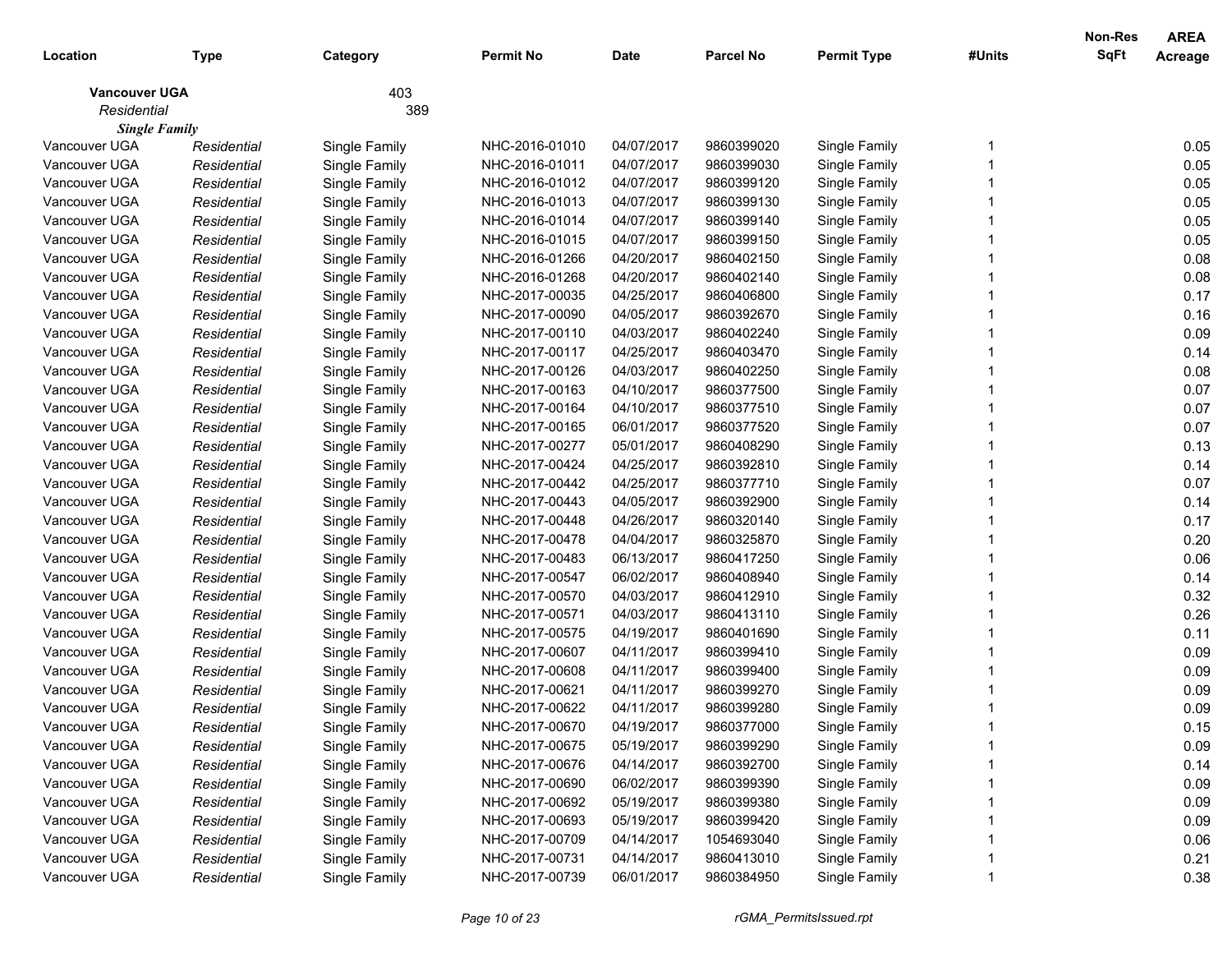| Location | Type | Category | Permit No | Date | Parcel No | Permit Type | #Units | Non-Res SqFt | AREA Acreage |
|---|---|---|---|---|---|---|---|---|---|
| **Vancouver UGA** | | 403 | | | | | | | |
| *Residential* | | 389 | | | | | | | |
| ***Single Family*** | | | | | | | | | |
| Vancouver UGA | *Residential* | Single Family | NHC-2016-01010 | 04/07/2017 | 9860399020 | Single Family | 1 | | 0.05 |
| Vancouver UGA | *Residential* | Single Family | NHC-2016-01011 | 04/07/2017 | 9860399030 | Single Family | 1 | | 0.05 |
| Vancouver UGA | *Residential* | Single Family | NHC-2016-01012 | 04/07/2017 | 9860399120 | Single Family | 1 | | 0.05 |
| Vancouver UGA | *Residential* | Single Family | NHC-2016-01013 | 04/07/2017 | 9860399130 | Single Family | 1 | | 0.05 |
| Vancouver UGA | *Residential* | Single Family | NHC-2016-01014 | 04/07/2017 | 9860399140 | Single Family | 1 | | 0.05 |
| Vancouver UGA | *Residential* | Single Family | NHC-2016-01015 | 04/07/2017 | 9860399150 | Single Family | 1 | | 0.05 |
| Vancouver UGA | *Residential* | Single Family | NHC-2016-01266 | 04/20/2017 | 9860402150 | Single Family | 1 | | 0.08 |
| Vancouver UGA | *Residential* | Single Family | NHC-2016-01268 | 04/20/2017 | 9860402140 | Single Family | 1 | | 0.08 |
| Vancouver UGA | *Residential* | Single Family | NHC-2017-00035 | 04/25/2017 | 9860406800 | Single Family | 1 | | 0.17 |
| Vancouver UGA | *Residential* | Single Family | NHC-2017-00090 | 04/05/2017 | 9860392670 | Single Family | 1 | | 0.16 |
| Vancouver UGA | *Residential* | Single Family | NHC-2017-00110 | 04/03/2017 | 9860402240 | Single Family | 1 | | 0.09 |
| Vancouver UGA | *Residential* | Single Family | NHC-2017-00117 | 04/25/2017 | 9860403470 | Single Family | 1 | | 0.14 |
| Vancouver UGA | *Residential* | Single Family | NHC-2017-00126 | 04/03/2017 | 9860402250 | Single Family | 1 | | 0.08 |
| Vancouver UGA | *Residential* | Single Family | NHC-2017-00163 | 04/10/2017 | 9860377500 | Single Family | 1 | | 0.07 |
| Vancouver UGA | *Residential* | Single Family | NHC-2017-00164 | 04/10/2017 | 9860377510 | Single Family | 1 | | 0.07 |
| Vancouver UGA | *Residential* | Single Family | NHC-2017-00165 | 06/01/2017 | 9860377520 | Single Family | 1 | | 0.07 |
| Vancouver UGA | *Residential* | Single Family | NHC-2017-00277 | 05/01/2017 | 9860408290 | Single Family | 1 | | 0.13 |
| Vancouver UGA | *Residential* | Single Family | NHC-2017-00424 | 04/25/2017 | 9860392810 | Single Family | 1 | | 0.14 |
| Vancouver UGA | *Residential* | Single Family | NHC-2017-00442 | 04/25/2017 | 9860377710 | Single Family | 1 | | 0.07 |
| Vancouver UGA | *Residential* | Single Family | NHC-2017-00443 | 04/05/2017 | 9860392900 | Single Family | 1 | | 0.14 |
| Vancouver UGA | *Residential* | Single Family | NHC-2017-00448 | 04/26/2017 | 9860320140 | Single Family | 1 | | 0.17 |
| Vancouver UGA | *Residential* | Single Family | NHC-2017-00478 | 04/04/2017 | 9860325870 | Single Family | 1 | | 0.20 |
| Vancouver UGA | *Residential* | Single Family | NHC-2017-00483 | 06/13/2017 | 9860417250 | Single Family | 1 | | 0.06 |
| Vancouver UGA | *Residential* | Single Family | NHC-2017-00547 | 06/02/2017 | 9860408940 | Single Family | 1 | | 0.14 |
| Vancouver UGA | *Residential* | Single Family | NHC-2017-00570 | 04/03/2017 | 9860412910 | Single Family | 1 | | 0.32 |
| Vancouver UGA | *Residential* | Single Family | NHC-2017-00571 | 04/03/2017 | 9860413110 | Single Family | 1 | | 0.26 |
| Vancouver UGA | *Residential* | Single Family | NHC-2017-00575 | 04/19/2017 | 9860401690 | Single Family | 1 | | 0.11 |
| Vancouver UGA | *Residential* | Single Family | NHC-2017-00607 | 04/11/2017 | 9860399410 | Single Family | 1 | | 0.09 |
| Vancouver UGA | *Residential* | Single Family | NHC-2017-00608 | 04/11/2017 | 9860399400 | Single Family | 1 | | 0.09 |
| Vancouver UGA | *Residential* | Single Family | NHC-2017-00621 | 04/11/2017 | 9860399270 | Single Family | 1 | | 0.09 |
| Vancouver UGA | *Residential* | Single Family | NHC-2017-00622 | 04/11/2017 | 9860399280 | Single Family | 1 | | 0.09 |
| Vancouver UGA | *Residential* | Single Family | NHC-2017-00670 | 04/19/2017 | 9860377000 | Single Family | 1 | | 0.15 |
| Vancouver UGA | *Residential* | Single Family | NHC-2017-00675 | 05/19/2017 | 9860399290 | Single Family | 1 | | 0.09 |
| Vancouver UGA | *Residential* | Single Family | NHC-2017-00676 | 04/14/2017 | 9860392700 | Single Family | 1 | | 0.14 |
| Vancouver UGA | *Residential* | Single Family | NHC-2017-00690 | 06/02/2017 | 9860399390 | Single Family | 1 | | 0.09 |
| Vancouver UGA | *Residential* | Single Family | NHC-2017-00692 | 05/19/2017 | 9860399380 | Single Family | 1 | | 0.09 |
| Vancouver UGA | *Residential* | Single Family | NHC-2017-00693 | 05/19/2017 | 9860399420 | Single Family | 1 | | 0.09 |
| Vancouver UGA | *Residential* | Single Family | NHC-2017-00709 | 04/14/2017 | 1054693040 | Single Family | 1 | | 0.06 |
| Vancouver UGA | *Residential* | Single Family | NHC-2017-00731 | 04/14/2017 | 9860413010 | Single Family | 1 | | 0.21 |
| Vancouver UGA | *Residential* | Single Family | NHC-2017-00739 | 06/01/2017 | 9860384950 | Single Family | 1 | | 0.38 |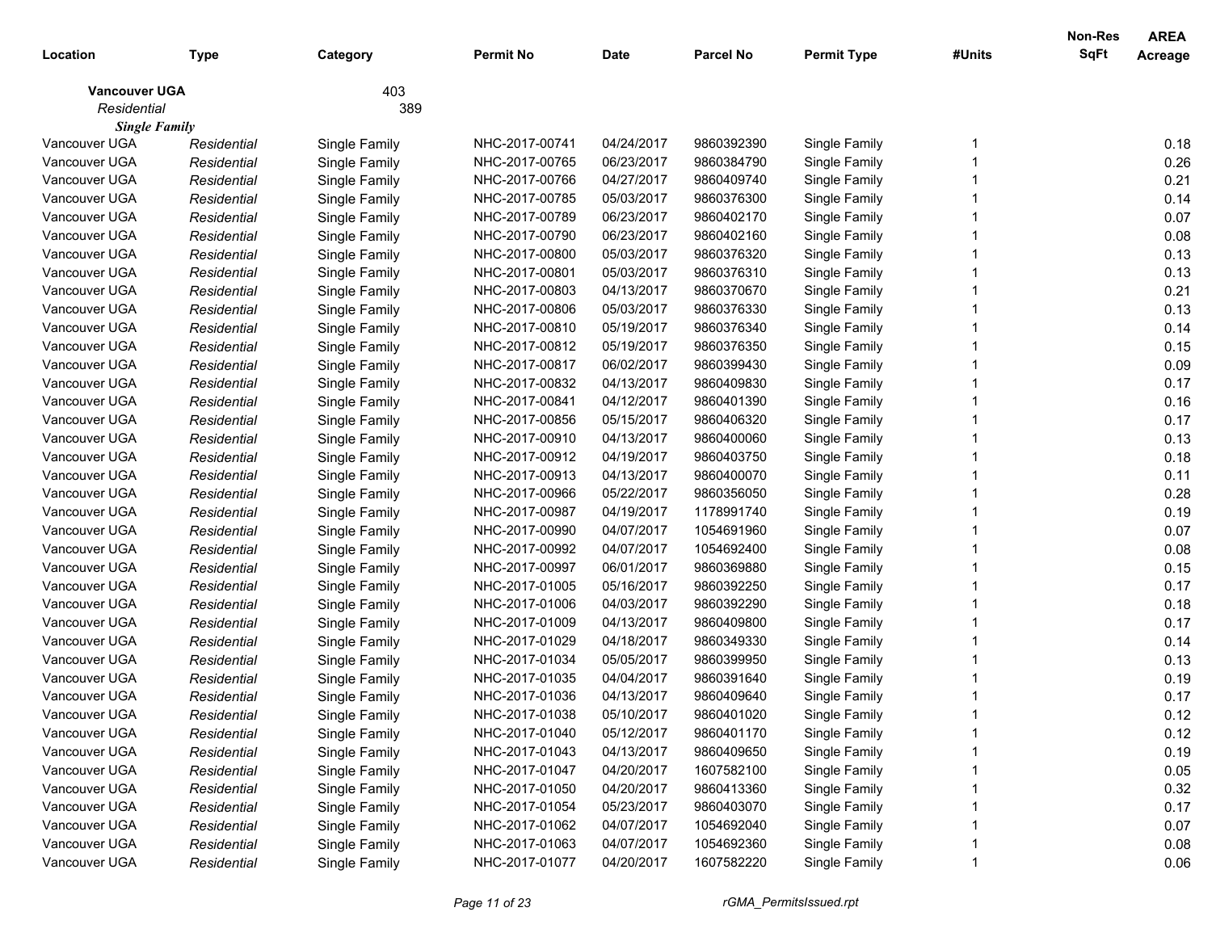| Location | Type | Category | Permit No | Date | Parcel No | Permit Type | #Units | Non-Res SqFt | AREA Acreage |
|---|---|---|---|---|---|---|---|---|---|
| **Vancouver UGA** | | 403 | | | | | | | |
| *Residential* | | 389 | | | | | | | |
| ***Single Family*** | | | | | | | | | |
| Vancouver UGA | *Residential* | Single Family | NHC-2017-00741 | 04/24/2017 | 9860392390 | Single Family | 1 | | 0.18 |
| Vancouver UGA | *Residential* | Single Family | NHC-2017-00765 | 06/23/2017 | 9860384790 | Single Family | 1 | | 0.26 |
| Vancouver UGA | *Residential* | Single Family | NHC-2017-00766 | 04/27/2017 | 9860409740 | Single Family | 1 | | 0.21 |
| Vancouver UGA | *Residential* | Single Family | NHC-2017-00785 | 05/03/2017 | 9860376300 | Single Family | 1 | | 0.14 |
| Vancouver UGA | *Residential* | Single Family | NHC-2017-00789 | 06/23/2017 | 9860402170 | Single Family | 1 | | 0.07 |
| Vancouver UGA | *Residential* | Single Family | NHC-2017-00790 | 06/23/2017 | 9860402160 | Single Family | 1 | | 0.08 |
| Vancouver UGA | *Residential* | Single Family | NHC-2017-00800 | 05/03/2017 | 9860376320 | Single Family | 1 | | 0.13 |
| Vancouver UGA | *Residential* | Single Family | NHC-2017-00801 | 05/03/2017 | 9860376310 | Single Family | 1 | | 0.13 |
| Vancouver UGA | *Residential* | Single Family | NHC-2017-00803 | 04/13/2017 | 9860370670 | Single Family | 1 | | 0.21 |
| Vancouver UGA | *Residential* | Single Family | NHC-2017-00806 | 05/03/2017 | 9860376330 | Single Family | 1 | | 0.13 |
| Vancouver UGA | *Residential* | Single Family | NHC-2017-00810 | 05/19/2017 | 9860376340 | Single Family | 1 | | 0.14 |
| Vancouver UGA | *Residential* | Single Family | NHC-2017-00812 | 05/19/2017 | 9860376350 | Single Family | 1 | | 0.15 |
| Vancouver UGA | *Residential* | Single Family | NHC-2017-00817 | 06/02/2017 | 9860399430 | Single Family | 1 | | 0.09 |
| Vancouver UGA | *Residential* | Single Family | NHC-2017-00832 | 04/13/2017 | 9860409830 | Single Family | 1 | | 0.17 |
| Vancouver UGA | *Residential* | Single Family | NHC-2017-00841 | 04/12/2017 | 9860401390 | Single Family | 1 | | 0.16 |
| Vancouver UGA | *Residential* | Single Family | NHC-2017-00856 | 05/15/2017 | 9860406320 | Single Family | 1 | | 0.17 |
| Vancouver UGA | *Residential* | Single Family | NHC-2017-00910 | 04/13/2017 | 9860400060 | Single Family | 1 | | 0.13 |
| Vancouver UGA | *Residential* | Single Family | NHC-2017-00912 | 04/19/2017 | 9860403750 | Single Family | 1 | | 0.18 |
| Vancouver UGA | *Residential* | Single Family | NHC-2017-00913 | 04/13/2017 | 9860400070 | Single Family | 1 | | 0.11 |
| Vancouver UGA | *Residential* | Single Family | NHC-2017-00966 | 05/22/2017 | 9860356050 | Single Family | 1 | | 0.28 |
| Vancouver UGA | *Residential* | Single Family | NHC-2017-00987 | 04/19/2017 | 1178991740 | Single Family | 1 | | 0.19 |
| Vancouver UGA | *Residential* | Single Family | NHC-2017-00990 | 04/07/2017 | 1054691960 | Single Family | 1 | | 0.07 |
| Vancouver UGA | *Residential* | Single Family | NHC-2017-00992 | 04/07/2017 | 1054692400 | Single Family | 1 | | 0.08 |
| Vancouver UGA | *Residential* | Single Family | NHC-2017-00997 | 06/01/2017 | 9860369880 | Single Family | 1 | | 0.15 |
| Vancouver UGA | *Residential* | Single Family | NHC-2017-01005 | 05/16/2017 | 9860392250 | Single Family | 1 | | 0.17 |
| Vancouver UGA | *Residential* | Single Family | NHC-2017-01006 | 04/03/2017 | 9860392290 | Single Family | 1 | | 0.18 |
| Vancouver UGA | *Residential* | Single Family | NHC-2017-01009 | 04/13/2017 | 9860409800 | Single Family | 1 | | 0.17 |
| Vancouver UGA | *Residential* | Single Family | NHC-2017-01029 | 04/18/2017 | 9860349330 | Single Family | 1 | | 0.14 |
| Vancouver UGA | *Residential* | Single Family | NHC-2017-01034 | 05/05/2017 | 9860399950 | Single Family | 1 | | 0.13 |
| Vancouver UGA | *Residential* | Single Family | NHC-2017-01035 | 04/04/2017 | 9860391640 | Single Family | 1 | | 0.19 |
| Vancouver UGA | *Residential* | Single Family | NHC-2017-01036 | 04/13/2017 | 9860409640 | Single Family | 1 | | 0.17 |
| Vancouver UGA | *Residential* | Single Family | NHC-2017-01038 | 05/10/2017 | 9860401020 | Single Family | 1 | | 0.12 |
| Vancouver UGA | *Residential* | Single Family | NHC-2017-01040 | 05/12/2017 | 9860401170 | Single Family | 1 | | 0.12 |
| Vancouver UGA | *Residential* | Single Family | NHC-2017-01043 | 04/13/2017 | 9860409650 | Single Family | 1 | | 0.19 |
| Vancouver UGA | *Residential* | Single Family | NHC-2017-01047 | 04/20/2017 | 1607582100 | Single Family | 1 | | 0.05 |
| Vancouver UGA | *Residential* | Single Family | NHC-2017-01050 | 04/20/2017 | 9860413360 | Single Family | 1 | | 0.32 |
| Vancouver UGA | *Residential* | Single Family | NHC-2017-01054 | 05/23/2017 | 9860403070 | Single Family | 1 | | 0.17 |
| Vancouver UGA | *Residential* | Single Family | NHC-2017-01062 | 04/07/2017 | 1054692040 | Single Family | 1 | | 0.07 |
| Vancouver UGA | *Residential* | Single Family | NHC-2017-01063 | 04/07/2017 | 1054692360 | Single Family | 1 | | 0.08 |
| Vancouver UGA | *Residential* | Single Family | NHC-2017-01077 | 04/20/2017 | 1607582220 | Single Family | 1 | | 0.06 |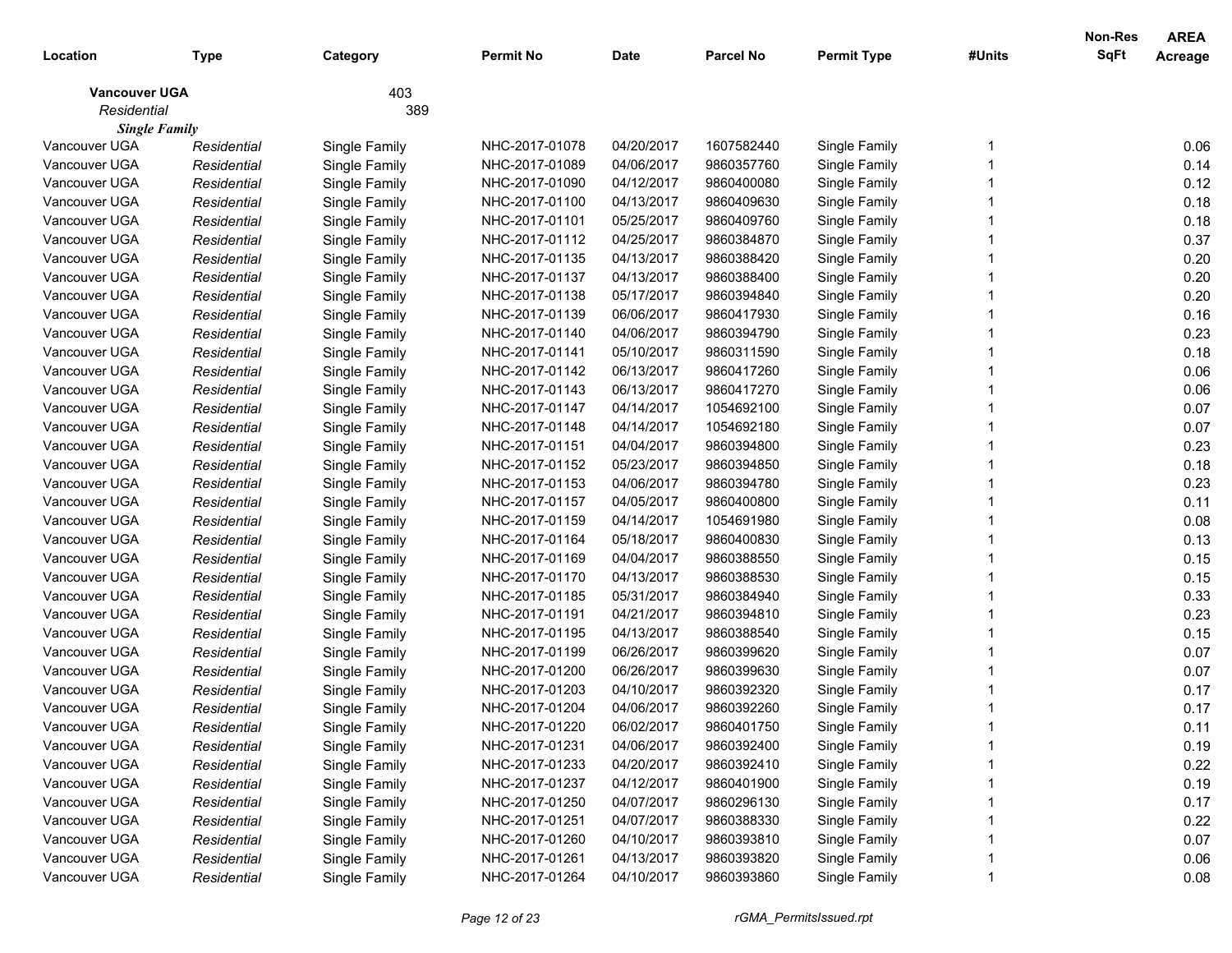| Location | Type | Category | Permit No | Date | Parcel No | Permit Type | #Units | Non-Res SqFt | AREA Acreage |
|---|---|---|---|---|---|---|---|---|---|
| **Vancouver UGA** | | 403 | | | | | | | |
| *Residential* | | 389 | | | | | | | |
| ***Single Family*** | | | | | | | | | |
| Vancouver UGA | *Residential* | Single Family | NHC-2017-01078 | 04/20/2017 | 1607582440 | Single Family | 1 | | 0.06 |
| Vancouver UGA | *Residential* | Single Family | NHC-2017-01089 | 04/06/2017 | 9860357760 | Single Family | 1 | | 0.14 |
| Vancouver UGA | *Residential* | Single Family | NHC-2017-01090 | 04/12/2017 | 9860400080 | Single Family | 1 | | 0.12 |
| Vancouver UGA | *Residential* | Single Family | NHC-2017-01100 | 04/13/2017 | 9860409630 | Single Family | 1 | | 0.18 |
| Vancouver UGA | *Residential* | Single Family | NHC-2017-01101 | 05/25/2017 | 9860409760 | Single Family | 1 | | 0.18 |
| Vancouver UGA | *Residential* | Single Family | NHC-2017-01112 | 04/25/2017 | 9860384870 | Single Family | 1 | | 0.37 |
| Vancouver UGA | *Residential* | Single Family | NHC-2017-01135 | 04/13/2017 | 9860388420 | Single Family | 1 | | 0.20 |
| Vancouver UGA | *Residential* | Single Family | NHC-2017-01137 | 04/13/2017 | 9860388400 | Single Family | 1 | | 0.20 |
| Vancouver UGA | *Residential* | Single Family | NHC-2017-01138 | 05/17/2017 | 9860394840 | Single Family | 1 | | 0.20 |
| Vancouver UGA | *Residential* | Single Family | NHC-2017-01139 | 06/06/2017 | 9860417930 | Single Family | 1 | | 0.16 |
| Vancouver UGA | *Residential* | Single Family | NHC-2017-01140 | 04/06/2017 | 9860394790 | Single Family | 1 | | 0.23 |
| Vancouver UGA | *Residential* | Single Family | NHC-2017-01141 | 05/10/2017 | 9860311590 | Single Family | 1 | | 0.18 |
| Vancouver UGA | *Residential* | Single Family | NHC-2017-01142 | 06/13/2017 | 9860417260 | Single Family | 1 | | 0.06 |
| Vancouver UGA | *Residential* | Single Family | NHC-2017-01143 | 06/13/2017 | 9860417270 | Single Family | 1 | | 0.06 |
| Vancouver UGA | *Residential* | Single Family | NHC-2017-01147 | 04/14/2017 | 1054692100 | Single Family | 1 | | 0.07 |
| Vancouver UGA | *Residential* | Single Family | NHC-2017-01148 | 04/14/2017 | 1054692180 | Single Family | 1 | | 0.07 |
| Vancouver UGA | *Residential* | Single Family | NHC-2017-01151 | 04/04/2017 | 9860394800 | Single Family | 1 | | 0.23 |
| Vancouver UGA | *Residential* | Single Family | NHC-2017-01152 | 05/23/2017 | 9860394850 | Single Family | 1 | | 0.18 |
| Vancouver UGA | *Residential* | Single Family | NHC-2017-01153 | 04/06/2017 | 9860394780 | Single Family | 1 | | 0.23 |
| Vancouver UGA | *Residential* | Single Family | NHC-2017-01157 | 04/05/2017 | 9860400800 | Single Family | 1 | | 0.11 |
| Vancouver UGA | *Residential* | Single Family | NHC-2017-01159 | 04/14/2017 | 1054691980 | Single Family | 1 | | 0.08 |
| Vancouver UGA | *Residential* | Single Family | NHC-2017-01164 | 05/18/2017 | 9860400830 | Single Family | 1 | | 0.13 |
| Vancouver UGA | *Residential* | Single Family | NHC-2017-01169 | 04/04/2017 | 9860388550 | Single Family | 1 | | 0.15 |
| Vancouver UGA | *Residential* | Single Family | NHC-2017-01170 | 04/13/2017 | 9860388530 | Single Family | 1 | | 0.15 |
| Vancouver UGA | *Residential* | Single Family | NHC-2017-01185 | 05/31/2017 | 9860384940 | Single Family | 1 | | 0.33 |
| Vancouver UGA | *Residential* | Single Family | NHC-2017-01191 | 04/21/2017 | 9860394810 | Single Family | 1 | | 0.23 |
| Vancouver UGA | *Residential* | Single Family | NHC-2017-01195 | 04/13/2017 | 9860388540 | Single Family | 1 | | 0.15 |
| Vancouver UGA | *Residential* | Single Family | NHC-2017-01199 | 06/26/2017 | 9860399620 | Single Family | 1 | | 0.07 |
| Vancouver UGA | *Residential* | Single Family | NHC-2017-01200 | 06/26/2017 | 9860399630 | Single Family | 1 | | 0.07 |
| Vancouver UGA | *Residential* | Single Family | NHC-2017-01203 | 04/10/2017 | 9860392320 | Single Family | 1 | | 0.17 |
| Vancouver UGA | *Residential* | Single Family | NHC-2017-01204 | 04/06/2017 | 9860392260 | Single Family | 1 | | 0.17 |
| Vancouver UGA | *Residential* | Single Family | NHC-2017-01220 | 06/02/2017 | 9860401750 | Single Family | 1 | | 0.11 |
| Vancouver UGA | *Residential* | Single Family | NHC-2017-01231 | 04/06/2017 | 9860392400 | Single Family | 1 | | 0.19 |
| Vancouver UGA | *Residential* | Single Family | NHC-2017-01233 | 04/20/2017 | 9860392410 | Single Family | 1 | | 0.22 |
| Vancouver UGA | *Residential* | Single Family | NHC-2017-01237 | 04/12/2017 | 9860401900 | Single Family | 1 | | 0.19 |
| Vancouver UGA | *Residential* | Single Family | NHC-2017-01250 | 04/07/2017 | 9860296130 | Single Family | 1 | | 0.17 |
| Vancouver UGA | *Residential* | Single Family | NHC-2017-01251 | 04/07/2017 | 9860388330 | Single Family | 1 | | 0.22 |
| Vancouver UGA | *Residential* | Single Family | NHC-2017-01260 | 04/10/2017 | 9860393810 | Single Family | 1 | | 0.07 |
| Vancouver UGA | *Residential* | Single Family | NHC-2017-01261 | 04/13/2017 | 9860393820 | Single Family | 1 | | 0.06 |
| Vancouver UGA | *Residential* | Single Family | NHC-2017-01264 | 04/10/2017 | 9860393860 | Single Family | 1 | | 0.08 |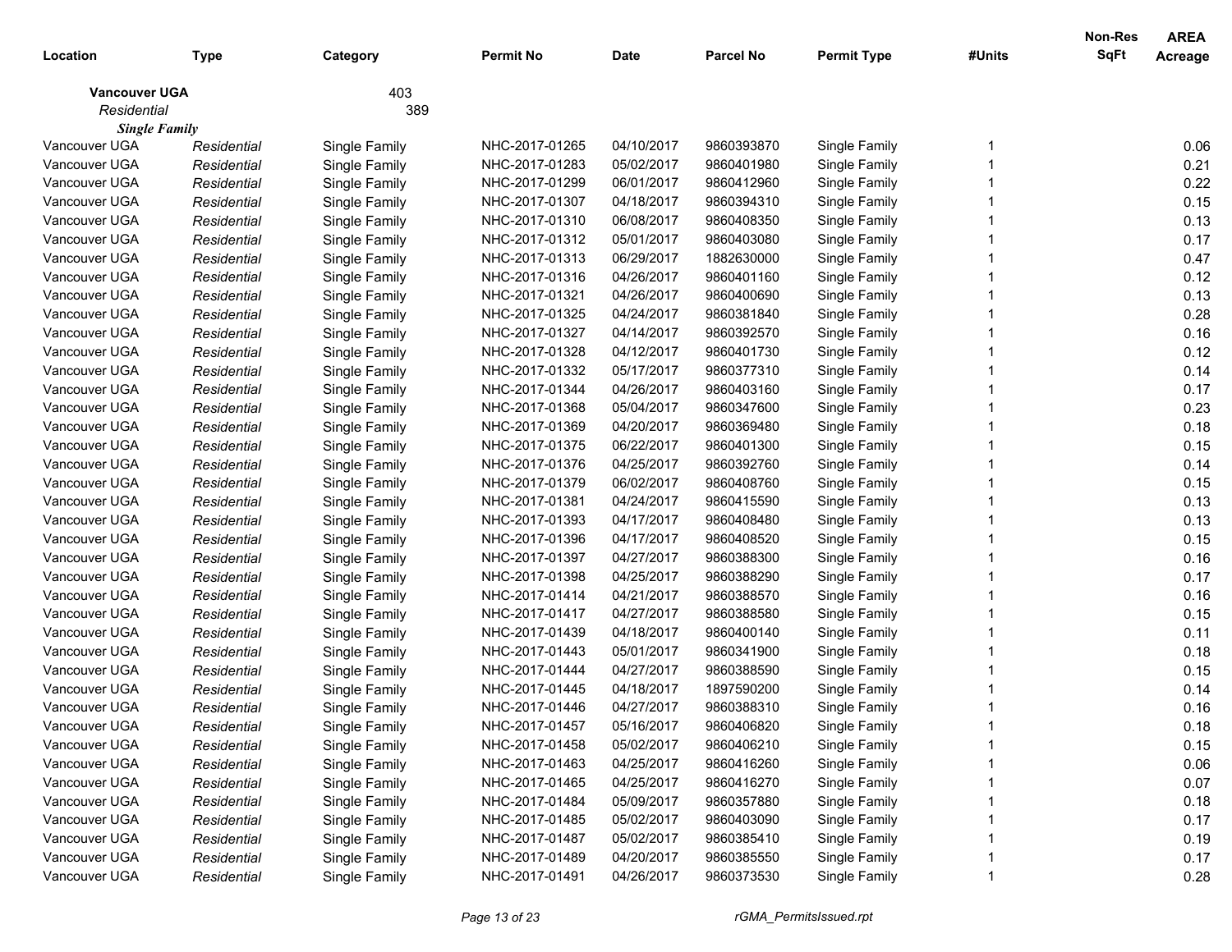| Location | Type | Category | Permit No | Date | Parcel No | Permit Type | #Units | Non-Res SqFt | AREA Acreage |
|---|---|---|---|---|---|---|---|---|---|
| **Vancouver UGA** | | 403 | | | | | | | |
| *Residential* | | 389 | | | | | | | |
| ***Single Family*** | | | | | | | | | |
| Vancouver UGA | *Residential* | Single Family | NHC-2017-01265 | 04/10/2017 | 9860393870 | Single Family | 1 | | 0.06 |
| Vancouver UGA | *Residential* | Single Family | NHC-2017-01283 | 05/02/2017 | 9860401980 | Single Family | 1 | | 0.21 |
| Vancouver UGA | *Residential* | Single Family | NHC-2017-01299 | 06/01/2017 | 9860412960 | Single Family | 1 | | 0.22 |
| Vancouver UGA | *Residential* | Single Family | NHC-2017-01307 | 04/18/2017 | 9860394310 | Single Family | 1 | | 0.15 |
| Vancouver UGA | *Residential* | Single Family | NHC-2017-01310 | 06/08/2017 | 9860408350 | Single Family | 1 | | 0.13 |
| Vancouver UGA | *Residential* | Single Family | NHC-2017-01312 | 05/01/2017 | 9860403080 | Single Family | 1 | | 0.17 |
| Vancouver UGA | *Residential* | Single Family | NHC-2017-01313 | 06/29/2017 | 1882630000 | Single Family | 1 | | 0.47 |
| Vancouver UGA | *Residential* | Single Family | NHC-2017-01316 | 04/26/2017 | 9860401160 | Single Family | 1 | | 0.12 |
| Vancouver UGA | *Residential* | Single Family | NHC-2017-01321 | 04/26/2017 | 9860400690 | Single Family | 1 | | 0.13 |
| Vancouver UGA | *Residential* | Single Family | NHC-2017-01325 | 04/24/2017 | 9860381840 | Single Family | 1 | | 0.28 |
| Vancouver UGA | *Residential* | Single Family | NHC-2017-01327 | 04/14/2017 | 9860392570 | Single Family | 1 | | 0.16 |
| Vancouver UGA | *Residential* | Single Family | NHC-2017-01328 | 04/12/2017 | 9860401730 | Single Family | 1 | | 0.12 |
| Vancouver UGA | *Residential* | Single Family | NHC-2017-01332 | 05/17/2017 | 9860377310 | Single Family | 1 | | 0.14 |
| Vancouver UGA | *Residential* | Single Family | NHC-2017-01344 | 04/26/2017 | 9860403160 | Single Family | 1 | | 0.17 |
| Vancouver UGA | *Residential* | Single Family | NHC-2017-01368 | 05/04/2017 | 9860347600 | Single Family | 1 | | 0.23 |
| Vancouver UGA | *Residential* | Single Family | NHC-2017-01369 | 04/20/2017 | 9860369480 | Single Family | 1 | | 0.18 |
| Vancouver UGA | *Residential* | Single Family | NHC-2017-01375 | 06/22/2017 | 9860401300 | Single Family | 1 | | 0.15 |
| Vancouver UGA | *Residential* | Single Family | NHC-2017-01376 | 04/25/2017 | 9860392760 | Single Family | 1 | | 0.14 |
| Vancouver UGA | *Residential* | Single Family | NHC-2017-01379 | 06/02/2017 | 9860408760 | Single Family | 1 | | 0.15 |
| Vancouver UGA | *Residential* | Single Family | NHC-2017-01381 | 04/24/2017 | 9860415590 | Single Family | 1 | | 0.13 |
| Vancouver UGA | *Residential* | Single Family | NHC-2017-01393 | 04/17/2017 | 9860408480 | Single Family | 1 | | 0.13 |
| Vancouver UGA | *Residential* | Single Family | NHC-2017-01396 | 04/17/2017 | 9860408520 | Single Family | 1 | | 0.15 |
| Vancouver UGA | *Residential* | Single Family | NHC-2017-01397 | 04/27/2017 | 9860388300 | Single Family | 1 | | 0.16 |
| Vancouver UGA | *Residential* | Single Family | NHC-2017-01398 | 04/25/2017 | 9860388290 | Single Family | 1 | | 0.17 |
| Vancouver UGA | *Residential* | Single Family | NHC-2017-01414 | 04/21/2017 | 9860388570 | Single Family | 1 | | 0.16 |
| Vancouver UGA | *Residential* | Single Family | NHC-2017-01417 | 04/27/2017 | 9860388580 | Single Family | 1 | | 0.15 |
| Vancouver UGA | *Residential* | Single Family | NHC-2017-01439 | 04/18/2017 | 9860400140 | Single Family | 1 | | 0.11 |
| Vancouver UGA | *Residential* | Single Family | NHC-2017-01443 | 05/01/2017 | 9860341900 | Single Family | 1 | | 0.18 |
| Vancouver UGA | *Residential* | Single Family | NHC-2017-01444 | 04/27/2017 | 9860388590 | Single Family | 1 | | 0.15 |
| Vancouver UGA | *Residential* | Single Family | NHC-2017-01445 | 04/18/2017 | 1897590200 | Single Family | 1 | | 0.14 |
| Vancouver UGA | *Residential* | Single Family | NHC-2017-01446 | 04/27/2017 | 9860388310 | Single Family | 1 | | 0.16 |
| Vancouver UGA | *Residential* | Single Family | NHC-2017-01457 | 05/16/2017 | 9860406820 | Single Family | 1 | | 0.18 |
| Vancouver UGA | *Residential* | Single Family | NHC-2017-01458 | 05/02/2017 | 9860406210 | Single Family | 1 | | 0.15 |
| Vancouver UGA | *Residential* | Single Family | NHC-2017-01463 | 04/25/2017 | 9860416260 | Single Family | 1 | | 0.06 |
| Vancouver UGA | *Residential* | Single Family | NHC-2017-01465 | 04/25/2017 | 9860416270 | Single Family | 1 | | 0.07 |
| Vancouver UGA | *Residential* | Single Family | NHC-2017-01484 | 05/09/2017 | 9860357880 | Single Family | 1 | | 0.18 |
| Vancouver UGA | *Residential* | Single Family | NHC-2017-01485 | 05/02/2017 | 9860403090 | Single Family | 1 | | 0.17 |
| Vancouver UGA | *Residential* | Single Family | NHC-2017-01487 | 05/02/2017 | 9860385410 | Single Family | 1 | | 0.19 |
| Vancouver UGA | *Residential* | Single Family | NHC-2017-01489 | 04/20/2017 | 9860385550 | Single Family | 1 | | 0.17 |
| Vancouver UGA | *Residential* | Single Family | NHC-2017-01491 | 04/26/2017 | 9860373530 | Single Family | 1 | | 0.28 |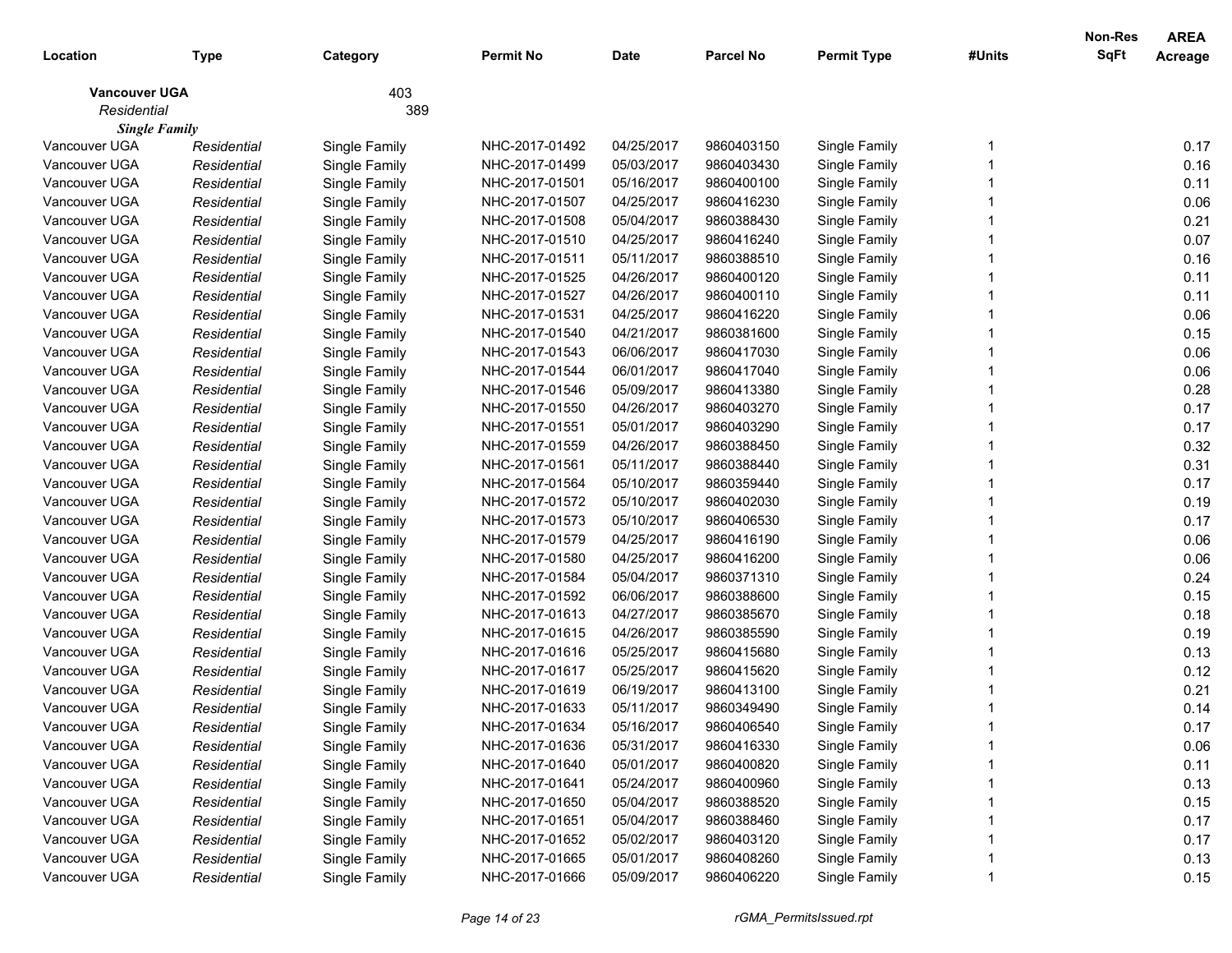| Location | Type | Category | Permit No | Date | Parcel No | Permit Type | #Units | Non-Res SqFt | AREA Acreage |
|---|---|---|---|---|---|---|---|---|---|
| **Vancouver UGA** | | 403 | | | | | | | |
| *Residential* | | 389 | | | | | | | |
| ***Single Family*** | | | | | | | | | |
| Vancouver UGA | *Residential* | Single Family | NHC-2017-01492 | 04/25/2017 | 9860403150 | Single Family | 1 | | 0.17 |
| Vancouver UGA | *Residential* | Single Family | NHC-2017-01499 | 05/03/2017 | 9860403430 | Single Family | 1 | | 0.16 |
| Vancouver UGA | *Residential* | Single Family | NHC-2017-01501 | 05/16/2017 | 9860400100 | Single Family | 1 | | 0.11 |
| Vancouver UGA | *Residential* | Single Family | NHC-2017-01507 | 04/25/2017 | 9860416230 | Single Family | 1 | | 0.06 |
| Vancouver UGA | *Residential* | Single Family | NHC-2017-01508 | 05/04/2017 | 9860388430 | Single Family | 1 | | 0.21 |
| Vancouver UGA | *Residential* | Single Family | NHC-2017-01510 | 04/25/2017 | 9860416240 | Single Family | 1 | | 0.07 |
| Vancouver UGA | *Residential* | Single Family | NHC-2017-01511 | 05/11/2017 | 9860388510 | Single Family | 1 | | 0.16 |
| Vancouver UGA | *Residential* | Single Family | NHC-2017-01525 | 04/26/2017 | 9860400120 | Single Family | 1 | | 0.11 |
| Vancouver UGA | *Residential* | Single Family | NHC-2017-01527 | 04/26/2017 | 9860400110 | Single Family | 1 | | 0.11 |
| Vancouver UGA | *Residential* | Single Family | NHC-2017-01531 | 04/25/2017 | 9860416220 | Single Family | 1 | | 0.06 |
| Vancouver UGA | *Residential* | Single Family | NHC-2017-01540 | 04/21/2017 | 9860381600 | Single Family | 1 | | 0.15 |
| Vancouver UGA | *Residential* | Single Family | NHC-2017-01543 | 06/06/2017 | 9860417030 | Single Family | 1 | | 0.06 |
| Vancouver UGA | *Residential* | Single Family | NHC-2017-01544 | 06/01/2017 | 9860417040 | Single Family | 1 | | 0.06 |
| Vancouver UGA | *Residential* | Single Family | NHC-2017-01546 | 05/09/2017 | 9860413380 | Single Family | 1 | | 0.28 |
| Vancouver UGA | *Residential* | Single Family | NHC-2017-01550 | 04/26/2017 | 9860403270 | Single Family | 1 | | 0.17 |
| Vancouver UGA | *Residential* | Single Family | NHC-2017-01551 | 05/01/2017 | 9860403290 | Single Family | 1 | | 0.17 |
| Vancouver UGA | *Residential* | Single Family | NHC-2017-01559 | 04/26/2017 | 9860388450 | Single Family | 1 | | 0.32 |
| Vancouver UGA | *Residential* | Single Family | NHC-2017-01561 | 05/11/2017 | 9860388440 | Single Family | 1 | | 0.31 |
| Vancouver UGA | *Residential* | Single Family | NHC-2017-01564 | 05/10/2017 | 9860359440 | Single Family | 1 | | 0.17 |
| Vancouver UGA | *Residential* | Single Family | NHC-2017-01572 | 05/10/2017 | 9860402030 | Single Family | 1 | | 0.19 |
| Vancouver UGA | *Residential* | Single Family | NHC-2017-01573 | 05/10/2017 | 9860406530 | Single Family | 1 | | 0.17 |
| Vancouver UGA | *Residential* | Single Family | NHC-2017-01579 | 04/25/2017 | 9860416190 | Single Family | 1 | | 0.06 |
| Vancouver UGA | *Residential* | Single Family | NHC-2017-01580 | 04/25/2017 | 9860416200 | Single Family | 1 | | 0.06 |
| Vancouver UGA | *Residential* | Single Family | NHC-2017-01584 | 05/04/2017 | 9860371310 | Single Family | 1 | | 0.24 |
| Vancouver UGA | *Residential* | Single Family | NHC-2017-01592 | 06/06/2017 | 9860388600 | Single Family | 1 | | 0.15 |
| Vancouver UGA | *Residential* | Single Family | NHC-2017-01613 | 04/27/2017 | 9860385670 | Single Family | 1 | | 0.18 |
| Vancouver UGA | *Residential* | Single Family | NHC-2017-01615 | 04/26/2017 | 9860385590 | Single Family | 1 | | 0.19 |
| Vancouver UGA | *Residential* | Single Family | NHC-2017-01616 | 05/25/2017 | 9860415680 | Single Family | 1 | | 0.13 |
| Vancouver UGA | *Residential* | Single Family | NHC-2017-01617 | 05/25/2017 | 9860415620 | Single Family | 1 | | 0.12 |
| Vancouver UGA | *Residential* | Single Family | NHC-2017-01619 | 06/19/2017 | 9860413100 | Single Family | 1 | | 0.21 |
| Vancouver UGA | *Residential* | Single Family | NHC-2017-01633 | 05/11/2017 | 9860349490 | Single Family | 1 | | 0.14 |
| Vancouver UGA | *Residential* | Single Family | NHC-2017-01634 | 05/16/2017 | 9860406540 | Single Family | 1 | | 0.17 |
| Vancouver UGA | *Residential* | Single Family | NHC-2017-01636 | 05/31/2017 | 9860416330 | Single Family | 1 | | 0.06 |
| Vancouver UGA | *Residential* | Single Family | NHC-2017-01640 | 05/01/2017 | 9860400820 | Single Family | 1 | | 0.11 |
| Vancouver UGA | *Residential* | Single Family | NHC-2017-01641 | 05/24/2017 | 9860400960 | Single Family | 1 | | 0.13 |
| Vancouver UGA | *Residential* | Single Family | NHC-2017-01650 | 05/04/2017 | 9860388520 | Single Family | 1 | | 0.15 |
| Vancouver UGA | *Residential* | Single Family | NHC-2017-01651 | 05/04/2017 | 9860388460 | Single Family | 1 | | 0.17 |
| Vancouver UGA | *Residential* | Single Family | NHC-2017-01652 | 05/02/2017 | 9860403120 | Single Family | 1 | | 0.17 |
| Vancouver UGA | *Residential* | Single Family | NHC-2017-01665 | 05/01/2017 | 9860408260 | Single Family | 1 | | 0.13 |
| Vancouver UGA | *Residential* | Single Family | NHC-2017-01666 | 05/09/2017 | 9860406220 | Single Family | 1 | | 0.15 |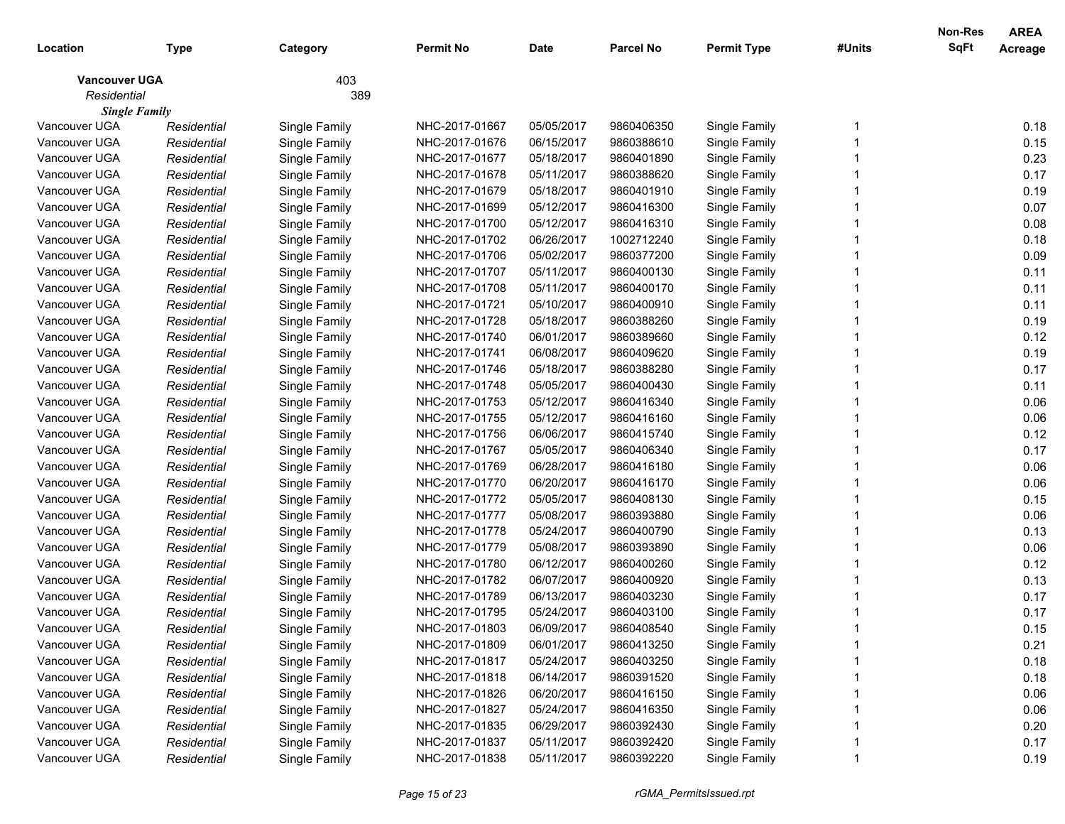| Location | Type | Category | Permit No | Date | Parcel No | Permit Type | #Units | Non-Res SqFt | AREA Acreage |
|---|---|---|---|---|---|---|---|---|---|
| **Vancouver UGA** | | 403 | | | | | | | |
| *Residential* | | 389 | | | | | | | |
| ***Single Family*** | | | | | | | | | |
| Vancouver UGA | *Residential* | Single Family | NHC-2017-01667 | 05/05/2017 | 9860406350 | Single Family | 1 | | 0.18 |
| Vancouver UGA | *Residential* | Single Family | NHC-2017-01676 | 06/15/2017 | 9860388610 | Single Family | 1 | | 0.15 |
| Vancouver UGA | *Residential* | Single Family | NHC-2017-01677 | 05/18/2017 | 9860401890 | Single Family | 1 | | 0.23 |
| Vancouver UGA | *Residential* | Single Family | NHC-2017-01678 | 05/11/2017 | 9860388620 | Single Family | 1 | | 0.17 |
| Vancouver UGA | *Residential* | Single Family | NHC-2017-01679 | 05/18/2017 | 9860401910 | Single Family | 1 | | 0.19 |
| Vancouver UGA | *Residential* | Single Family | NHC-2017-01699 | 05/12/2017 | 9860416300 | Single Family | 1 | | 0.07 |
| Vancouver UGA | *Residential* | Single Family | NHC-2017-01700 | 05/12/2017 | 9860416310 | Single Family | 1 | | 0.08 |
| Vancouver UGA | *Residential* | Single Family | NHC-2017-01702 | 06/26/2017 | 1002712240 | Single Family | 1 | | 0.18 |
| Vancouver UGA | *Residential* | Single Family | NHC-2017-01706 | 05/02/2017 | 9860377200 | Single Family | 1 | | 0.09 |
| Vancouver UGA | *Residential* | Single Family | NHC-2017-01707 | 05/11/2017 | 9860400130 | Single Family | 1 | | 0.11 |
| Vancouver UGA | *Residential* | Single Family | NHC-2017-01708 | 05/11/2017 | 9860400170 | Single Family | 1 | | 0.11 |
| Vancouver UGA | *Residential* | Single Family | NHC-2017-01721 | 05/10/2017 | 9860400910 | Single Family | 1 | | 0.11 |
| Vancouver UGA | *Residential* | Single Family | NHC-2017-01728 | 05/18/2017 | 9860388260 | Single Family | 1 | | 0.19 |
| Vancouver UGA | *Residential* | Single Family | NHC-2017-01740 | 06/01/2017 | 9860389660 | Single Family | 1 | | 0.12 |
| Vancouver UGA | *Residential* | Single Family | NHC-2017-01741 | 06/08/2017 | 9860409620 | Single Family | 1 | | 0.19 |
| Vancouver UGA | *Residential* | Single Family | NHC-2017-01746 | 05/18/2017 | 9860388280 | Single Family | 1 | | 0.17 |
| Vancouver UGA | *Residential* | Single Family | NHC-2017-01748 | 05/05/2017 | 9860400430 | Single Family | 1 | | 0.11 |
| Vancouver UGA | *Residential* | Single Family | NHC-2017-01753 | 05/12/2017 | 9860416340 | Single Family | 1 | | 0.06 |
| Vancouver UGA | *Residential* | Single Family | NHC-2017-01755 | 05/12/2017 | 9860416160 | Single Family | 1 | | 0.06 |
| Vancouver UGA | *Residential* | Single Family | NHC-2017-01756 | 06/06/2017 | 9860415740 | Single Family | 1 | | 0.12 |
| Vancouver UGA | *Residential* | Single Family | NHC-2017-01767 | 05/05/2017 | 9860406340 | Single Family | 1 | | 0.17 |
| Vancouver UGA | *Residential* | Single Family | NHC-2017-01769 | 06/28/2017 | 9860416180 | Single Family | 1 | | 0.06 |
| Vancouver UGA | *Residential* | Single Family | NHC-2017-01770 | 06/20/2017 | 9860416170 | Single Family | 1 | | 0.06 |
| Vancouver UGA | *Residential* | Single Family | NHC-2017-01772 | 05/05/2017 | 9860408130 | Single Family | 1 | | 0.15 |
| Vancouver UGA | *Residential* | Single Family | NHC-2017-01777 | 05/08/2017 | 9860393880 | Single Family | 1 | | 0.06 |
| Vancouver UGA | *Residential* | Single Family | NHC-2017-01778 | 05/24/2017 | 9860400790 | Single Family | 1 | | 0.13 |
| Vancouver UGA | *Residential* | Single Family | NHC-2017-01779 | 05/08/2017 | 9860393890 | Single Family | 1 | | 0.06 |
| Vancouver UGA | *Residential* | Single Family | NHC-2017-01780 | 06/12/2017 | 9860400260 | Single Family | 1 | | 0.12 |
| Vancouver UGA | *Residential* | Single Family | NHC-2017-01782 | 06/07/2017 | 9860400920 | Single Family | 1 | | 0.13 |
| Vancouver UGA | *Residential* | Single Family | NHC-2017-01789 | 06/13/2017 | 9860403230 | Single Family | 1 | | 0.17 |
| Vancouver UGA | *Residential* | Single Family | NHC-2017-01795 | 05/24/2017 | 9860403100 | Single Family | 1 | | 0.17 |
| Vancouver UGA | *Residential* | Single Family | NHC-2017-01803 | 06/09/2017 | 9860408540 | Single Family | 1 | | 0.15 |
| Vancouver UGA | *Residential* | Single Family | NHC-2017-01809 | 06/01/2017 | 9860413250 | Single Family | 1 | | 0.21 |
| Vancouver UGA | *Residential* | Single Family | NHC-2017-01817 | 05/24/2017 | 9860403250 | Single Family | 1 | | 0.18 |
| Vancouver UGA | *Residential* | Single Family | NHC-2017-01818 | 06/14/2017 | 9860391520 | Single Family | 1 | | 0.18 |
| Vancouver UGA | *Residential* | Single Family | NHC-2017-01826 | 06/20/2017 | 9860416150 | Single Family | 1 | | 0.06 |
| Vancouver UGA | *Residential* | Single Family | NHC-2017-01827 | 05/24/2017 | 9860416350 | Single Family | 1 | | 0.06 |
| Vancouver UGA | *Residential* | Single Family | NHC-2017-01835 | 06/29/2017 | 9860392430 | Single Family | 1 | | 0.20 |
| Vancouver UGA | *Residential* | Single Family | NHC-2017-01837 | 05/11/2017 | 9860392420 | Single Family | 1 | | 0.17 |
| Vancouver UGA | *Residential* | Single Family | NHC-2017-01838 | 05/11/2017 | 9860392220 | Single Family | 1 | | 0.19 |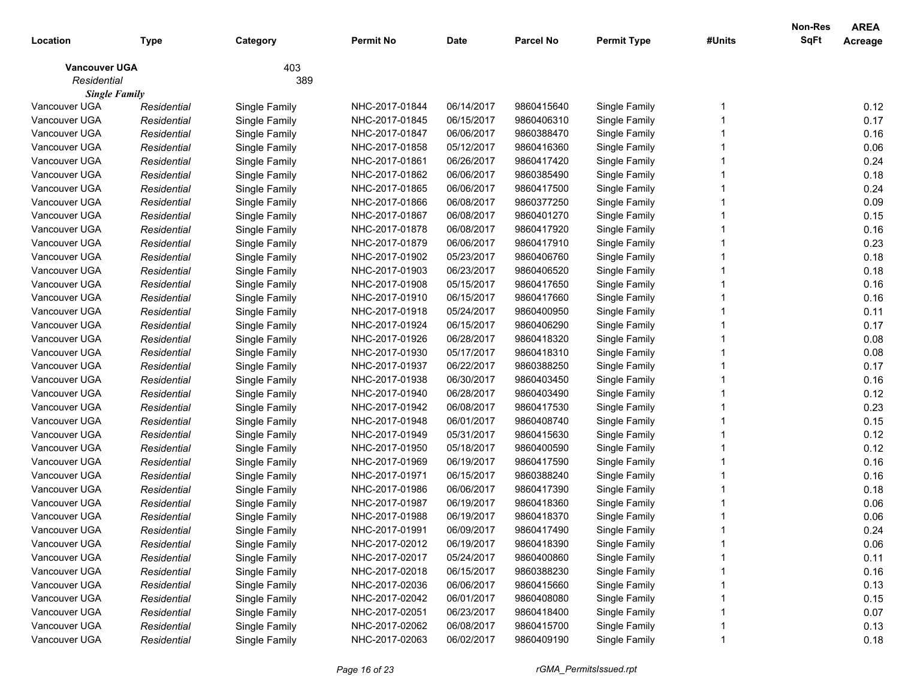| Location | Type | Category | Permit No | Date | Parcel No | Permit Type | #Units | Non-Res SqFt | AREA Acreage |
|---|---|---|---|---|---|---|---|---|---|
| **Vancouver UGA** | | 403 | | | | | | | |
| *Residential* | | 389 | | | | | | | |
| ***Single Family*** | | | | | | | | | |
| Vancouver UGA | *Residential* | Single Family | NHC-2017-01844 | 06/14/2017 | 9860415640 | Single Family | 1 | | 0.12 |
| Vancouver UGA | *Residential* | Single Family | NHC-2017-01845 | 06/15/2017 | 9860406310 | Single Family | 1 | | 0.17 |
| Vancouver UGA | *Residential* | Single Family | NHC-2017-01847 | 06/06/2017 | 9860388470 | Single Family | 1 | | 0.16 |
| Vancouver UGA | *Residential* | Single Family | NHC-2017-01858 | 05/12/2017 | 9860416360 | Single Family | 1 | | 0.06 |
| Vancouver UGA | *Residential* | Single Family | NHC-2017-01861 | 06/26/2017 | 9860417420 | Single Family | 1 | | 0.24 |
| Vancouver UGA | *Residential* | Single Family | NHC-2017-01862 | 06/06/2017 | 9860385490 | Single Family | 1 | | 0.18 |
| Vancouver UGA | *Residential* | Single Family | NHC-2017-01865 | 06/06/2017 | 9860417500 | Single Family | 1 | | 0.24 |
| Vancouver UGA | *Residential* | Single Family | NHC-2017-01866 | 06/08/2017 | 9860377250 | Single Family | 1 | | 0.09 |
| Vancouver UGA | *Residential* | Single Family | NHC-2017-01867 | 06/08/2017 | 9860401270 | Single Family | 1 | | 0.15 |
| Vancouver UGA | *Residential* | Single Family | NHC-2017-01878 | 06/08/2017 | 9860417920 | Single Family | 1 | | 0.16 |
| Vancouver UGA | *Residential* | Single Family | NHC-2017-01879 | 06/06/2017 | 9860417910 | Single Family | 1 | | 0.23 |
| Vancouver UGA | *Residential* | Single Family | NHC-2017-01902 | 05/23/2017 | 9860406760 | Single Family | 1 | | 0.18 |
| Vancouver UGA | *Residential* | Single Family | NHC-2017-01903 | 06/23/2017 | 9860406520 | Single Family | 1 | | 0.18 |
| Vancouver UGA | *Residential* | Single Family | NHC-2017-01908 | 05/15/2017 | 9860417650 | Single Family | 1 | | 0.16 |
| Vancouver UGA | *Residential* | Single Family | NHC-2017-01910 | 06/15/2017 | 9860417660 | Single Family | 1 | | 0.16 |
| Vancouver UGA | *Residential* | Single Family | NHC-2017-01918 | 05/24/2017 | 9860400950 | Single Family | 1 | | 0.11 |
| Vancouver UGA | *Residential* | Single Family | NHC-2017-01924 | 06/15/2017 | 9860406290 | Single Family | 1 | | 0.17 |
| Vancouver UGA | *Residential* | Single Family | NHC-2017-01926 | 06/28/2017 | 9860418320 | Single Family | 1 | | 0.08 |
| Vancouver UGA | *Residential* | Single Family | NHC-2017-01930 | 05/17/2017 | 9860418310 | Single Family | 1 | | 0.08 |
| Vancouver UGA | *Residential* | Single Family | NHC-2017-01937 | 06/22/2017 | 9860388250 | Single Family | 1 | | 0.17 |
| Vancouver UGA | *Residential* | Single Family | NHC-2017-01938 | 06/30/2017 | 9860403450 | Single Family | 1 | | 0.16 |
| Vancouver UGA | *Residential* | Single Family | NHC-2017-01940 | 06/28/2017 | 9860403490 | Single Family | 1 | | 0.12 |
| Vancouver UGA | *Residential* | Single Family | NHC-2017-01942 | 06/08/2017 | 9860417530 | Single Family | 1 | | 0.23 |
| Vancouver UGA | *Residential* | Single Family | NHC-2017-01948 | 06/01/2017 | 9860408740 | Single Family | 1 | | 0.15 |
| Vancouver UGA | *Residential* | Single Family | NHC-2017-01949 | 05/31/2017 | 9860415630 | Single Family | 1 | | 0.12 |
| Vancouver UGA | *Residential* | Single Family | NHC-2017-01950 | 05/18/2017 | 9860400590 | Single Family | 1 | | 0.12 |
| Vancouver UGA | *Residential* | Single Family | NHC-2017-01969 | 06/19/2017 | 9860417590 | Single Family | 1 | | 0.16 |
| Vancouver UGA | *Residential* | Single Family | NHC-2017-01971 | 06/15/2017 | 9860388240 | Single Family | 1 | | 0.16 |
| Vancouver UGA | *Residential* | Single Family | NHC-2017-01986 | 06/06/2017 | 9860417390 | Single Family | 1 | | 0.18 |
| Vancouver UGA | *Residential* | Single Family | NHC-2017-01987 | 06/19/2017 | 9860418360 | Single Family | 1 | | 0.06 |
| Vancouver UGA | *Residential* | Single Family | NHC-2017-01988 | 06/19/2017 | 9860418370 | Single Family | 1 | | 0.06 |
| Vancouver UGA | *Residential* | Single Family | NHC-2017-01991 | 06/09/2017 | 9860417490 | Single Family | 1 | | 0.24 |
| Vancouver UGA | *Residential* | Single Family | NHC-2017-02012 | 06/19/2017 | 9860418390 | Single Family | 1 | | 0.06 |
| Vancouver UGA | *Residential* | Single Family | NHC-2017-02017 | 05/24/2017 | 9860400860 | Single Family | 1 | | 0.11 |
| Vancouver UGA | *Residential* | Single Family | NHC-2017-02018 | 06/15/2017 | 9860388230 | Single Family | 1 | | 0.16 |
| Vancouver UGA | *Residential* | Single Family | NHC-2017-02036 | 06/06/2017 | 9860415660 | Single Family | 1 | | 0.13 |
| Vancouver UGA | *Residential* | Single Family | NHC-2017-02042 | 06/01/2017 | 9860408080 | Single Family | 1 | | 0.15 |
| Vancouver UGA | *Residential* | Single Family | NHC-2017-02051 | 06/23/2017 | 9860418400 | Single Family | 1 | | 0.07 |
| Vancouver UGA | *Residential* | Single Family | NHC-2017-02062 | 06/08/2017 | 9860415700 | Single Family | 1 | | 0.13 |
| Vancouver UGA | *Residential* | Single Family | NHC-2017-02063 | 06/02/2017 | 9860409190 | Single Family | 1 | | 0.18 |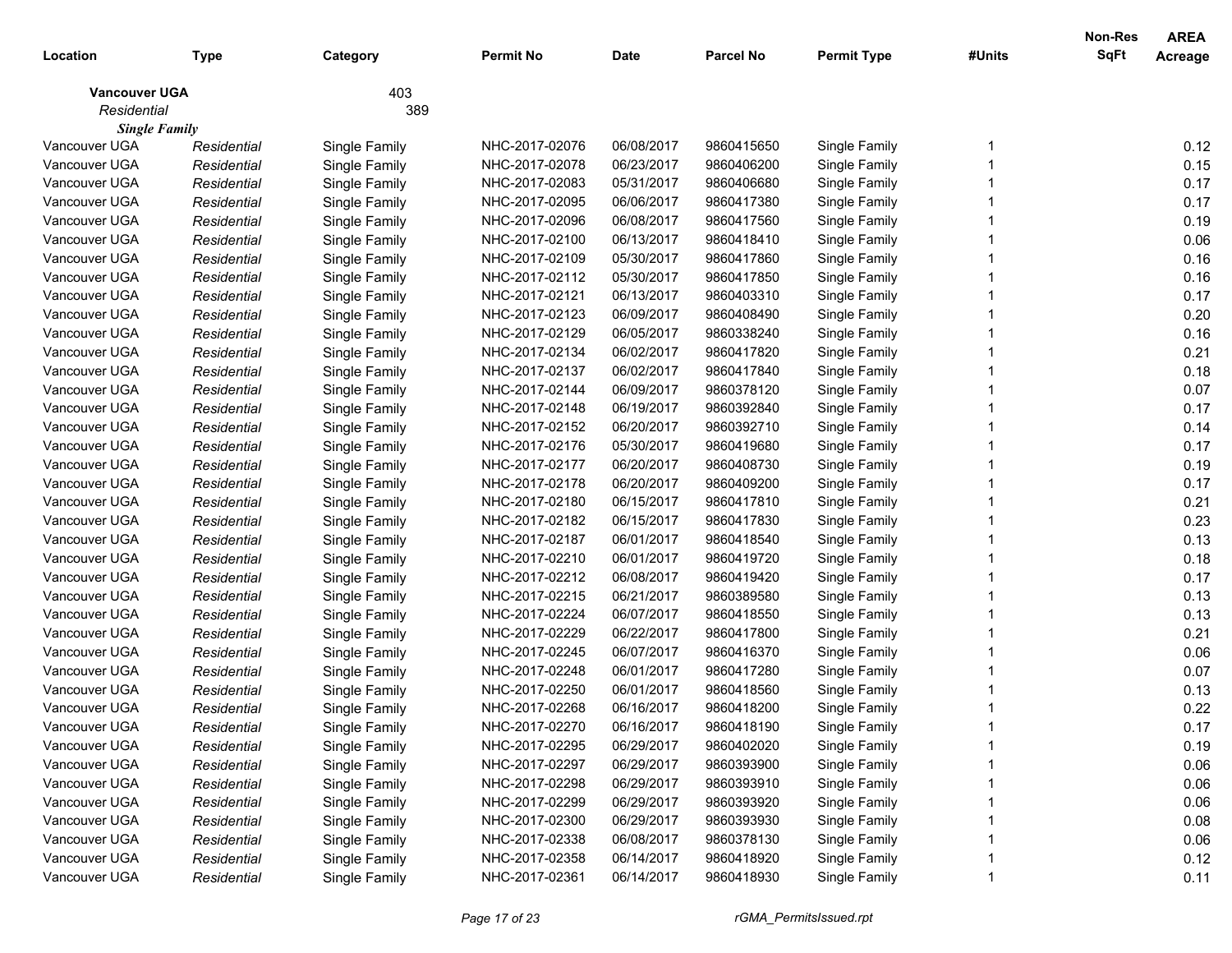| Location | Type | Category | Permit No | Date | Parcel No | Permit Type | #Units | Non-Res SqFt | AREA Acreage |
|---|---|---|---|---|---|---|---|---|---|
| **Vancouver UGA** | | 403 | | | | | | | |
| *Residential* | | 389 | | | | | | | |
| ***Single Family*** | | | | | | | | | |
| Vancouver UGA | *Residential* | Single Family | NHC-2017-02076 | 06/08/2017 | 9860415650 | Single Family | 1 | | 0.12 |
| Vancouver UGA | *Residential* | Single Family | NHC-2017-02078 | 06/23/2017 | 9860406200 | Single Family | 1 | | 0.15 |
| Vancouver UGA | *Residential* | Single Family | NHC-2017-02083 | 05/31/2017 | 9860406680 | Single Family | 1 | | 0.17 |
| Vancouver UGA | *Residential* | Single Family | NHC-2017-02095 | 06/06/2017 | 9860417380 | Single Family | 1 | | 0.17 |
| Vancouver UGA | *Residential* | Single Family | NHC-2017-02096 | 06/08/2017 | 9860417560 | Single Family | 1 | | 0.19 |
| Vancouver UGA | *Residential* | Single Family | NHC-2017-02100 | 06/13/2017 | 9860418410 | Single Family | 1 | | 0.06 |
| Vancouver UGA | *Residential* | Single Family | NHC-2017-02109 | 05/30/2017 | 9860417860 | Single Family | 1 | | 0.16 |
| Vancouver UGA | *Residential* | Single Family | NHC-2017-02112 | 05/30/2017 | 9860417850 | Single Family | 1 | | 0.16 |
| Vancouver UGA | *Residential* | Single Family | NHC-2017-02121 | 06/13/2017 | 9860403310 | Single Family | 1 | | 0.17 |
| Vancouver UGA | *Residential* | Single Family | NHC-2017-02123 | 06/09/2017 | 9860408490 | Single Family | 1 | | 0.20 |
| Vancouver UGA | *Residential* | Single Family | NHC-2017-02129 | 06/05/2017 | 9860338240 | Single Family | 1 | | 0.16 |
| Vancouver UGA | *Residential* | Single Family | NHC-2017-02134 | 06/02/2017 | 9860417820 | Single Family | 1 | | 0.21 |
| Vancouver UGA | *Residential* | Single Family | NHC-2017-02137 | 06/02/2017 | 9860417840 | Single Family | 1 | | 0.18 |
| Vancouver UGA | *Residential* | Single Family | NHC-2017-02144 | 06/09/2017 | 9860378120 | Single Family | 1 | | 0.07 |
| Vancouver UGA | *Residential* | Single Family | NHC-2017-02148 | 06/19/2017 | 9860392840 | Single Family | 1 | | 0.17 |
| Vancouver UGA | *Residential* | Single Family | NHC-2017-02152 | 06/20/2017 | 9860392710 | Single Family | 1 | | 0.14 |
| Vancouver UGA | *Residential* | Single Family | NHC-2017-02176 | 05/30/2017 | 9860419680 | Single Family | 1 | | 0.17 |
| Vancouver UGA | *Residential* | Single Family | NHC-2017-02177 | 06/20/2017 | 9860408730 | Single Family | 1 | | 0.19 |
| Vancouver UGA | *Residential* | Single Family | NHC-2017-02178 | 06/20/2017 | 9860409200 | Single Family | 1 | | 0.17 |
| Vancouver UGA | *Residential* | Single Family | NHC-2017-02180 | 06/15/2017 | 9860417810 | Single Family | 1 | | 0.21 |
| Vancouver UGA | *Residential* | Single Family | NHC-2017-02182 | 06/15/2017 | 9860417830 | Single Family | 1 | | 0.23 |
| Vancouver UGA | *Residential* | Single Family | NHC-2017-02187 | 06/01/2017 | 9860418540 | Single Family | 1 | | 0.13 |
| Vancouver UGA | *Residential* | Single Family | NHC-2017-02210 | 06/01/2017 | 9860419720 | Single Family | 1 | | 0.18 |
| Vancouver UGA | *Residential* | Single Family | NHC-2017-02212 | 06/08/2017 | 9860419420 | Single Family | 1 | | 0.17 |
| Vancouver UGA | *Residential* | Single Family | NHC-2017-02215 | 06/21/2017 | 9860389580 | Single Family | 1 | | 0.13 |
| Vancouver UGA | *Residential* | Single Family | NHC-2017-02224 | 06/07/2017 | 9860418550 | Single Family | 1 | | 0.13 |
| Vancouver UGA | *Residential* | Single Family | NHC-2017-02229 | 06/22/2017 | 9860417800 | Single Family | 1 | | 0.21 |
| Vancouver UGA | *Residential* | Single Family | NHC-2017-02245 | 06/07/2017 | 9860416370 | Single Family | 1 | | 0.06 |
| Vancouver UGA | *Residential* | Single Family | NHC-2017-02248 | 06/01/2017 | 9860417280 | Single Family | 1 | | 0.07 |
| Vancouver UGA | *Residential* | Single Family | NHC-2017-02250 | 06/01/2017 | 9860418560 | Single Family | 1 | | 0.13 |
| Vancouver UGA | *Residential* | Single Family | NHC-2017-02268 | 06/16/2017 | 9860418200 | Single Family | 1 | | 0.22 |
| Vancouver UGA | *Residential* | Single Family | NHC-2017-02270 | 06/16/2017 | 9860418190 | Single Family | 1 | | 0.17 |
| Vancouver UGA | *Residential* | Single Family | NHC-2017-02295 | 06/29/2017 | 9860402020 | Single Family | 1 | | 0.19 |
| Vancouver UGA | *Residential* | Single Family | NHC-2017-02297 | 06/29/2017 | 9860393900 | Single Family | 1 | | 0.06 |
| Vancouver UGA | *Residential* | Single Family | NHC-2017-02298 | 06/29/2017 | 9860393910 | Single Family | 1 | | 0.06 |
| Vancouver UGA | *Residential* | Single Family | NHC-2017-02299 | 06/29/2017 | 9860393920 | Single Family | 1 | | 0.06 |
| Vancouver UGA | *Residential* | Single Family | NHC-2017-02300 | 06/29/2017 | 9860393930 | Single Family | 1 | | 0.08 |
| Vancouver UGA | *Residential* | Single Family | NHC-2017-02338 | 06/08/2017 | 9860378130 | Single Family | 1 | | 0.06 |
| Vancouver UGA | *Residential* | Single Family | NHC-2017-02358 | 06/14/2017 | 9860418920 | Single Family | 1 | | 0.12 |
| Vancouver UGA | *Residential* | Single Family | NHC-2017-02361 | 06/14/2017 | 9860418930 | Single Family | 1 | | 0.11 |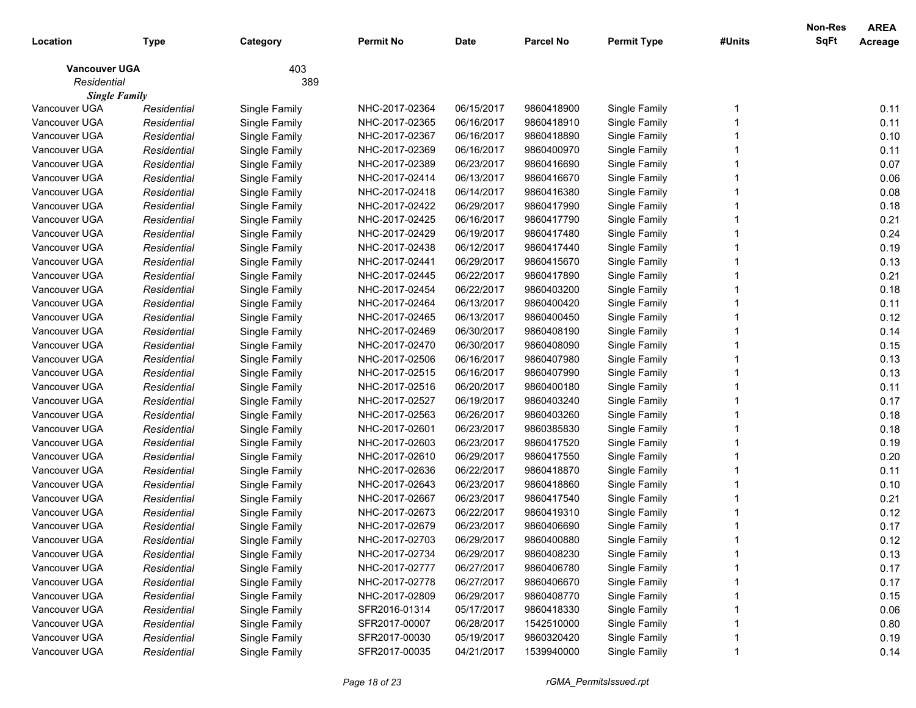| Location | Type | Category | Permit No | Date | Parcel No | Permit Type | #Units | Non-Res SqFt | AREA Acreage |
|---|---|---|---|---|---|---|---|---|---|
| **Vancouver UGA** | | 403 | | | | | | | |
| *Residential* | | 389 | | | | | | | |
| ***Single Family*** | | | | | | | | | |
| Vancouver UGA | *Residential* | Single Family | NHC-2017-02364 | 06/15/2017 | 9860418900 | Single Family | 1 | | 0.11 |
| Vancouver UGA | *Residential* | Single Family | NHC-2017-02365 | 06/16/2017 | 9860418910 | Single Family | 1 | | 0.11 |
| Vancouver UGA | *Residential* | Single Family | NHC-2017-02367 | 06/16/2017 | 9860418890 | Single Family | 1 | | 0.10 |
| Vancouver UGA | *Residential* | Single Family | NHC-2017-02369 | 06/16/2017 | 9860400970 | Single Family | 1 | | 0.11 |
| Vancouver UGA | *Residential* | Single Family | NHC-2017-02389 | 06/23/2017 | 9860416690 | Single Family | 1 | | 0.07 |
| Vancouver UGA | *Residential* | Single Family | NHC-2017-02414 | 06/13/2017 | 9860416670 | Single Family | 1 | | 0.06 |
| Vancouver UGA | *Residential* | Single Family | NHC-2017-02418 | 06/14/2017 | 9860416380 | Single Family | 1 | | 0.08 |
| Vancouver UGA | *Residential* | Single Family | NHC-2017-02422 | 06/29/2017 | 9860417990 | Single Family | 1 | | 0.18 |
| Vancouver UGA | *Residential* | Single Family | NHC-2017-02425 | 06/16/2017 | 9860417790 | Single Family | 1 | | 0.21 |
| Vancouver UGA | *Residential* | Single Family | NHC-2017-02429 | 06/19/2017 | 9860417480 | Single Family | 1 | | 0.24 |
| Vancouver UGA | *Residential* | Single Family | NHC-2017-02438 | 06/12/2017 | 9860417440 | Single Family | 1 | | 0.19 |
| Vancouver UGA | *Residential* | Single Family | NHC-2017-02441 | 06/29/2017 | 9860415670 | Single Family | 1 | | 0.13 |
| Vancouver UGA | *Residential* | Single Family | NHC-2017-02445 | 06/22/2017 | 9860417890 | Single Family | 1 | | 0.21 |
| Vancouver UGA | *Residential* | Single Family | NHC-2017-02454 | 06/22/2017 | 9860403200 | Single Family | 1 | | 0.18 |
| Vancouver UGA | *Residential* | Single Family | NHC-2017-02464 | 06/13/2017 | 9860400420 | Single Family | 1 | | 0.11 |
| Vancouver UGA | *Residential* | Single Family | NHC-2017-02465 | 06/13/2017 | 9860400450 | Single Family | 1 | | 0.12 |
| Vancouver UGA | *Residential* | Single Family | NHC-2017-02469 | 06/30/2017 | 9860408190 | Single Family | 1 | | 0.14 |
| Vancouver UGA | *Residential* | Single Family | NHC-2017-02470 | 06/30/2017 | 9860408090 | Single Family | 1 | | 0.15 |
| Vancouver UGA | *Residential* | Single Family | NHC-2017-02506 | 06/16/2017 | 9860407980 | Single Family | 1 | | 0.13 |
| Vancouver UGA | *Residential* | Single Family | NHC-2017-02515 | 06/16/2017 | 9860407990 | Single Family | 1 | | 0.13 |
| Vancouver UGA | *Residential* | Single Family | NHC-2017-02516 | 06/20/2017 | 9860400180 | Single Family | 1 | | 0.11 |
| Vancouver UGA | *Residential* | Single Family | NHC-2017-02527 | 06/19/2017 | 9860403240 | Single Family | 1 | | 0.17 |
| Vancouver UGA | *Residential* | Single Family | NHC-2017-02563 | 06/26/2017 | 9860403260 | Single Family | 1 | | 0.18 |
| Vancouver UGA | *Residential* | Single Family | NHC-2017-02601 | 06/23/2017 | 9860385830 | Single Family | 1 | | 0.18 |
| Vancouver UGA | *Residential* | Single Family | NHC-2017-02603 | 06/23/2017 | 9860417520 | Single Family | 1 | | 0.19 |
| Vancouver UGA | *Residential* | Single Family | NHC-2017-02610 | 06/29/2017 | 9860417550 | Single Family | 1 | | 0.20 |
| Vancouver UGA | *Residential* | Single Family | NHC-2017-02636 | 06/22/2017 | 9860418870 | Single Family | 1 | | 0.11 |
| Vancouver UGA | *Residential* | Single Family | NHC-2017-02643 | 06/23/2017 | 9860418860 | Single Family | 1 | | 0.10 |
| Vancouver UGA | *Residential* | Single Family | NHC-2017-02667 | 06/23/2017 | 9860417540 | Single Family | 1 | | 0.21 |
| Vancouver UGA | *Residential* | Single Family | NHC-2017-02673 | 06/22/2017 | 9860419310 | Single Family | 1 | | 0.12 |
| Vancouver UGA | *Residential* | Single Family | NHC-2017-02679 | 06/23/2017 | 9860406690 | Single Family | 1 | | 0.17 |
| Vancouver UGA | *Residential* | Single Family | NHC-2017-02703 | 06/29/2017 | 9860400880 | Single Family | 1 | | 0.12 |
| Vancouver UGA | *Residential* | Single Family | NHC-2017-02734 | 06/29/2017 | 9860408230 | Single Family | 1 | | 0.13 |
| Vancouver UGA | *Residential* | Single Family | NHC-2017-02777 | 06/27/2017 | 9860406780 | Single Family | 1 | | 0.17 |
| Vancouver UGA | *Residential* | Single Family | NHC-2017-02778 | 06/27/2017 | 9860406670 | Single Family | 1 | | 0.17 |
| Vancouver UGA | *Residential* | Single Family | NHC-2017-02809 | 06/29/2017 | 9860408770 | Single Family | 1 | | 0.15 |
| Vancouver UGA | *Residential* | Single Family | SFR2016-01314 | 05/17/2017 | 9860418330 | Single Family | 1 | | 0.06 |
| Vancouver UGA | *Residential* | Single Family | SFR2017-00007 | 06/28/2017 | 1542510000 | Single Family | 1 | | 0.80 |
| Vancouver UGA | *Residential* | Single Family | SFR2017-00030 | 05/19/2017 | 9860320420 | Single Family | 1 | | 0.19 |
| Vancouver UGA | *Residential* | Single Family | SFR2017-00035 | 04/21/2017 | 1539940000 | Single Family | 1 | | 0.14 |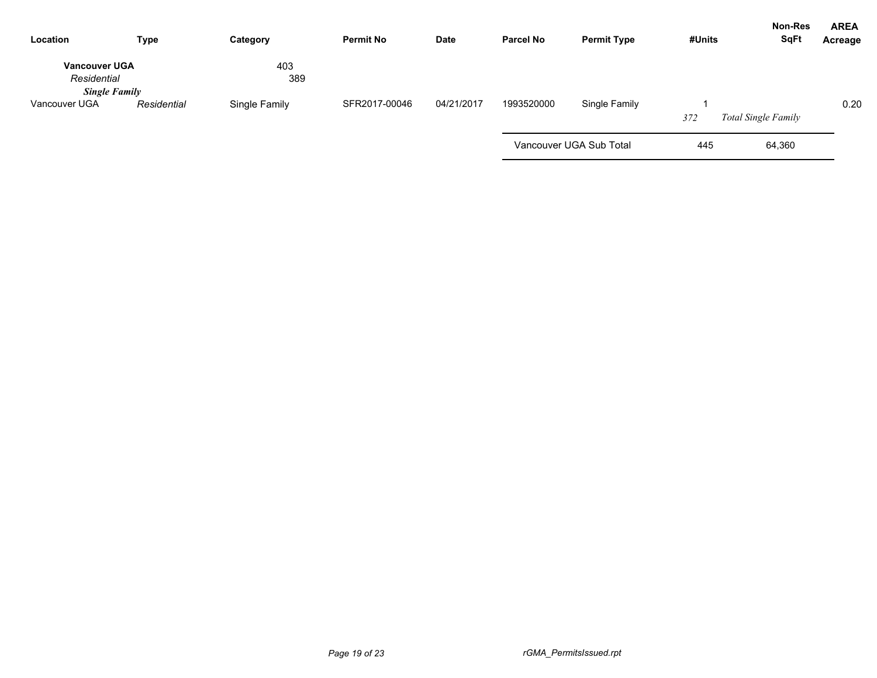| Location | Type | Category | Permit No | Date | Parcel No | Permit Type | #Units | Non-Res SqFt | AREA Acreage |
|---|---|---|---|---|---|---|---|---|---|
| **Vancouver UGA** | | 403 | | | | | | | |
| *Residential* | | 389 | | | | | | | |
| ***Single Family*** | | | | | | | | | |
| Vancouver UGA | *Residential* | Single Family | SFR2017-00046 | 04/21/2017 | 1993520000 | Single Family | 1 | | 0.20 |
| | | | | | | | *372* | *Total Single Family* | |
| | | | | | Vancouver UGA Sub Total | | 445 | 64,360 | |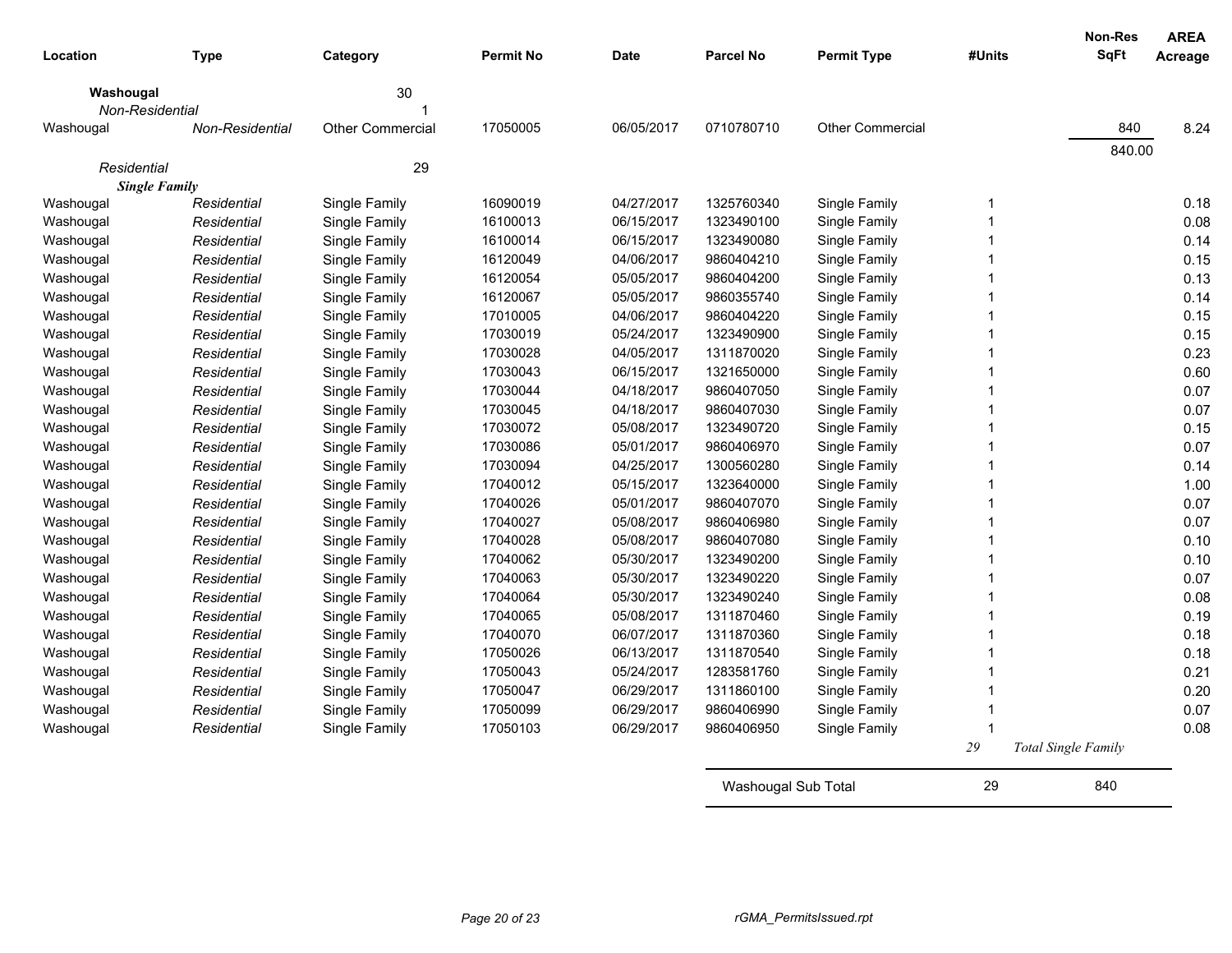| Location | Type | Category | Permit No | Date | Parcel No | Permit Type | #Units | Non-Res SqFt | AREA Acreage |
|---|---|---|---|---|---|---|---|---|---|
| **Washougal** | | 30 | | | | | | | |
| *Non-Residential* | | 1 | | | | | | | |
| Washougal | *Non-Residential* | Other Commercial | 17050005 | 06/05/2017 | 0710780710 | Other Commercial | | 840 | 8.24 |
| | | | | | | | | 840.00 | |
| *Residential* | | 29 | | | | | | | |
| ***Single Family*** | | | | | | | | | |
| Washougal | *Residential* | Single Family | 16090019 | 04/27/2017 | 1325760340 | Single Family | 1 | | 0.18 |
| Washougal | *Residential* | Single Family | 16100013 | 06/15/2017 | 1323490100 | Single Family | 1 | | 0.08 |
| Washougal | *Residential* | Single Family | 16100014 | 06/15/2017 | 1323490080 | Single Family | 1 | | 0.14 |
| Washougal | *Residential* | Single Family | 16120049 | 04/06/2017 | 9860404210 | Single Family | 1 | | 0.15 |
| Washougal | *Residential* | Single Family | 16120054 | 05/05/2017 | 9860404200 | Single Family | 1 | | 0.13 |
| Washougal | *Residential* | Single Family | 16120067 | 05/05/2017 | 9860355740 | Single Family | 1 | | 0.14 |
| Washougal | *Residential* | Single Family | 17010005 | 04/06/2017 | 9860404220 | Single Family | 1 | | 0.15 |
| Washougal | *Residential* | Single Family | 17030019 | 05/24/2017 | 1323490900 | Single Family | 1 | | 0.15 |
| Washougal | *Residential* | Single Family | 17030028 | 04/05/2017 | 1311870020 | Single Family | 1 | | 0.23 |
| Washougal | *Residential* | Single Family | 17030043 | 06/15/2017 | 1321650000 | Single Family | 1 | | 0.60 |
| Washougal | *Residential* | Single Family | 17030044 | 04/18/2017 | 9860407050 | Single Family | 1 | | 0.07 |
| Washougal | *Residential* | Single Family | 17030045 | 04/18/2017 | 9860407030 | Single Family | 1 | | 0.07 |
| Washougal | *Residential* | Single Family | 17030072 | 05/08/2017 | 1323490720 | Single Family | 1 | | 0.15 |
| Washougal | *Residential* | Single Family | 17030086 | 05/01/2017 | 9860406970 | Single Family | 1 | | 0.07 |
| Washougal | *Residential* | Single Family | 17030094 | 04/25/2017 | 1300560280 | Single Family | 1 | | 0.14 |
| Washougal | *Residential* | Single Family | 17040012 | 05/15/2017 | 1323640000 | Single Family | 1 | | 1.00 |
| Washougal | *Residential* | Single Family | 17040026 | 05/01/2017 | 9860407070 | Single Family | 1 | | 0.07 |
| Washougal | *Residential* | Single Family | 17040027 | 05/08/2017 | 9860406980 | Single Family | 1 | | 0.07 |
| Washougal | *Residential* | Single Family | 17040028 | 05/08/2017 | 9860407080 | Single Family | 1 | | 0.10 |
| Washougal | *Residential* | Single Family | 17040062 | 05/30/2017 | 1323490200 | Single Family | 1 | | 0.10 |
| Washougal | *Residential* | Single Family | 17040063 | 05/30/2017 | 1323490220 | Single Family | 1 | | 0.07 |
| Washougal | *Residential* | Single Family | 17040064 | 05/30/2017 | 1323490240 | Single Family | 1 | | 0.08 |
| Washougal | *Residential* | Single Family | 17040065 | 05/08/2017 | 1311870460 | Single Family | 1 | | 0.19 |
| Washougal | *Residential* | Single Family | 17040070 | 06/07/2017 | 1311870360 | Single Family | 1 | | 0.18 |
| Washougal | *Residential* | Single Family | 17050026 | 06/13/2017 | 1311870540 | Single Family | 1 | | 0.18 |
| Washougal | *Residential* | Single Family | 17050043 | 05/24/2017 | 1283581760 | Single Family | 1 | | 0.21 |
| Washougal | *Residential* | Single Family | 17050047 | 06/29/2017 | 1311860100 | Single Family | 1 | | 0.20 |
| Washougal | *Residential* | Single Family | 17050099 | 06/29/2017 | 9860406990 | Single Family | 1 | | 0.07 |
| Washougal | *Residential* | Single Family | 17050103 | 06/29/2017 | 9860406950 | Single Family | 1 | | 0.08 |
| | | | | | | | *29* | *Total Single Family* | |
| | | | | | Washougal Sub Total | | 29 | 840 | |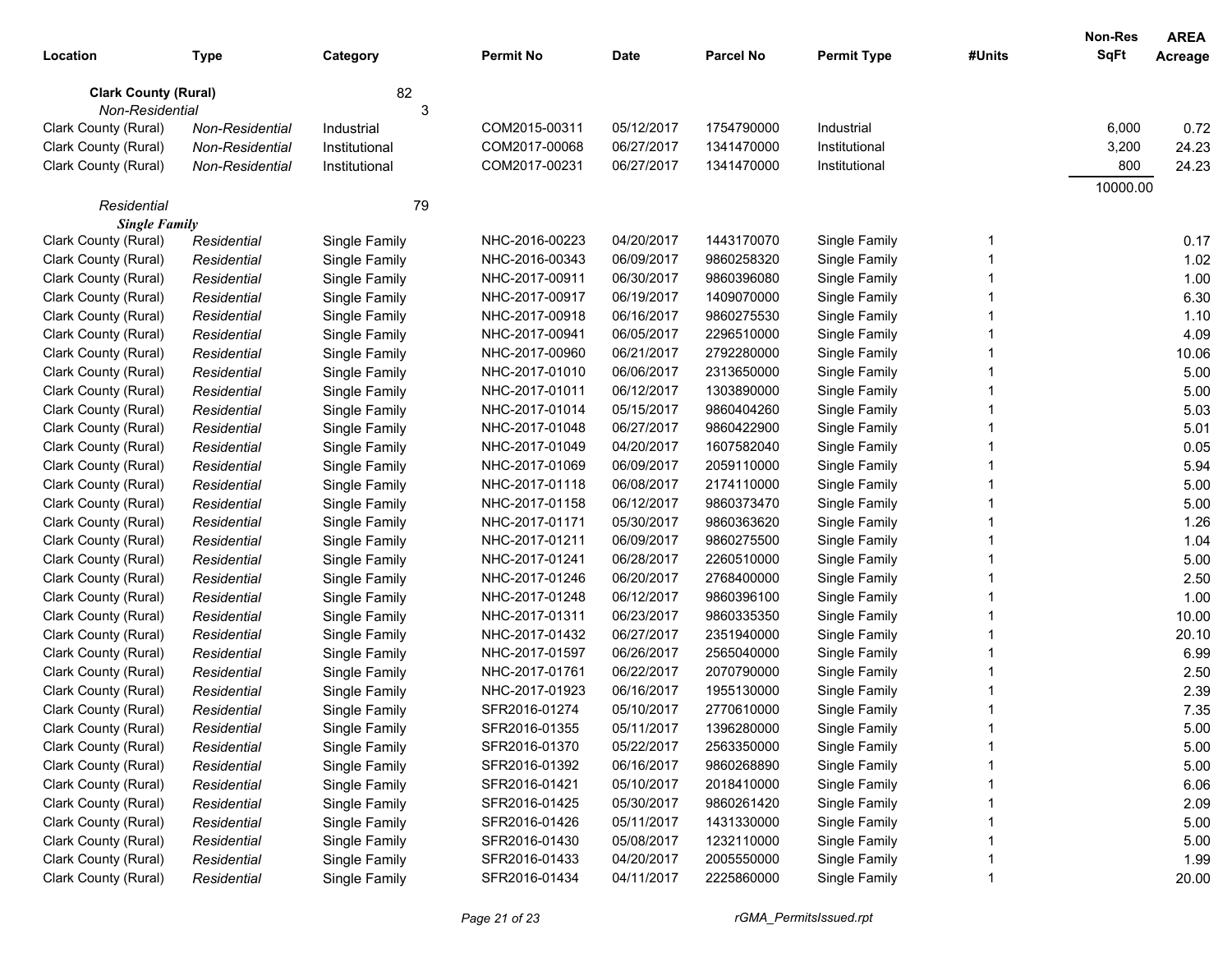| Location | Type | Category | Permit No | Date | Parcel No | Permit Type | #Units | Non-Res SqFt | AREA Acreage |
|---|---|---|---|---|---|---|---|---|---|
| **Clark County (Rural)** | | 82 | | | | | | | |
| *Non-Residential* | | 3 | | | | | | | |
| Clark County (Rural) | *Non-Residential* | Industrial | COM2015-00311 | 05/12/2017 | 1754790000 | Industrial | | 6,000 | 0.72 |
| Clark County (Rural) | *Non-Residential* | Institutional | COM2017-00068 | 06/27/2017 | 1341470000 | Institutional | | 3,200 | 24.23 |
| Clark County (Rural) | *Non-Residential* | Institutional | COM2017-00231 | 06/27/2017 | 1341470000 | Institutional | | 800 | 24.23 |
| | | | | | | | | 10000.00 | |
| *Residential* | | 79 | | | | | | | |
| ***Single Family*** | | | | | | | | | |
| Clark County (Rural) | *Residential* | Single Family | NHC-2016-00223 | 04/20/2017 | 1443170070 | Single Family | 1 | | 0.17 |
| Clark County (Rural) | *Residential* | Single Family | NHC-2016-00343 | 06/09/2017 | 9860258320 | Single Family | 1 | | 1.02 |
| Clark County (Rural) | *Residential* | Single Family | NHC-2017-00911 | 06/30/2017 | 9860396080 | Single Family | 1 | | 1.00 |
| Clark County (Rural) | *Residential* | Single Family | NHC-2017-00917 | 06/19/2017 | 1409070000 | Single Family | 1 | | 6.30 |
| Clark County (Rural) | *Residential* | Single Family | NHC-2017-00918 | 06/16/2017 | 9860275530 | Single Family | 1 | | 1.10 |
| Clark County (Rural) | *Residential* | Single Family | NHC-2017-00941 | 06/05/2017 | 2296510000 | Single Family | 1 | | 4.09 |
| Clark County (Rural) | *Residential* | Single Family | NHC-2017-00960 | 06/21/2017 | 2792280000 | Single Family | 1 | | 10.06 |
| Clark County (Rural) | *Residential* | Single Family | NHC-2017-01010 | 06/06/2017 | 2313650000 | Single Family | 1 | | 5.00 |
| Clark County (Rural) | *Residential* | Single Family | NHC-2017-01011 | 06/12/2017 | 1303890000 | Single Family | 1 | | 5.00 |
| Clark County (Rural) | *Residential* | Single Family | NHC-2017-01014 | 05/15/2017 | 9860404260 | Single Family | 1 | | 5.03 |
| Clark County (Rural) | *Residential* | Single Family | NHC-2017-01048 | 06/27/2017 | 9860422900 | Single Family | 1 | | 5.01 |
| Clark County (Rural) | *Residential* | Single Family | NHC-2017-01049 | 04/20/2017 | 1607582040 | Single Family | 1 | | 0.05 |
| Clark County (Rural) | *Residential* | Single Family | NHC-2017-01069 | 06/09/2017 | 2059110000 | Single Family | 1 | | 5.94 |
| Clark County (Rural) | *Residential* | Single Family | NHC-2017-01118 | 06/08/2017 | 2174110000 | Single Family | 1 | | 5.00 |
| Clark County (Rural) | *Residential* | Single Family | NHC-2017-01158 | 06/12/2017 | 9860373470 | Single Family | 1 | | 5.00 |
| Clark County (Rural) | *Residential* | Single Family | NHC-2017-01171 | 05/30/2017 | 9860363620 | Single Family | 1 | | 1.26 |
| Clark County (Rural) | *Residential* | Single Family | NHC-2017-01211 | 06/09/2017 | 9860275500 | Single Family | 1 | | 1.04 |
| Clark County (Rural) | *Residential* | Single Family | NHC-2017-01241 | 06/28/2017 | 2260510000 | Single Family | 1 | | 5.00 |
| Clark County (Rural) | *Residential* | Single Family | NHC-2017-01246 | 06/20/2017 | 2768400000 | Single Family | 1 | | 2.50 |
| Clark County (Rural) | *Residential* | Single Family | NHC-2017-01248 | 06/12/2017 | 9860396100 | Single Family | 1 | | 1.00 |
| Clark County (Rural) | *Residential* | Single Family | NHC-2017-01311 | 06/23/2017 | 9860335350 | Single Family | 1 | | 10.00 |
| Clark County (Rural) | *Residential* | Single Family | NHC-2017-01432 | 06/27/2017 | 2351940000 | Single Family | 1 | | 20.10 |
| Clark County (Rural) | *Residential* | Single Family | NHC-2017-01597 | 06/26/2017 | 2565040000 | Single Family | 1 | | 6.99 |
| Clark County (Rural) | *Residential* | Single Family | NHC-2017-01761 | 06/22/2017 | 2070790000 | Single Family | 1 | | 2.50 |
| Clark County (Rural) | *Residential* | Single Family | NHC-2017-01923 | 06/16/2017 | 1955130000 | Single Family | 1 | | 2.39 |
| Clark County (Rural) | *Residential* | Single Family | SFR2016-01274 | 05/10/2017 | 2770610000 | Single Family | 1 | | 7.35 |
| Clark County (Rural) | *Residential* | Single Family | SFR2016-01355 | 05/11/2017 | 1396280000 | Single Family | 1 | | 5.00 |
| Clark County (Rural) | *Residential* | Single Family | SFR2016-01370 | 05/22/2017 | 2563350000 | Single Family | 1 | | 5.00 |
| Clark County (Rural) | *Residential* | Single Family | SFR2016-01392 | 06/16/2017 | 9860268890 | Single Family | 1 | | 5.00 |
| Clark County (Rural) | *Residential* | Single Family | SFR2016-01421 | 05/10/2017 | 2018410000 | Single Family | 1 | | 6.06 |
| Clark County (Rural) | *Residential* | Single Family | SFR2016-01425 | 05/30/2017 | 9860261420 | Single Family | 1 | | 2.09 |
| Clark County (Rural) | *Residential* | Single Family | SFR2016-01426 | 05/11/2017 | 1431330000 | Single Family | 1 | | 5.00 |
| Clark County (Rural) | *Residential* | Single Family | SFR2016-01430 | 05/08/2017 | 1232110000 | Single Family | 1 | | 5.00 |
| Clark County (Rural) | *Residential* | Single Family | SFR2016-01433 | 04/20/2017 | 2005550000 | Single Family | 1 | | 1.99 |
| Clark County (Rural) | *Residential* | Single Family | SFR2016-01434 | 04/11/2017 | 2225860000 | Single Family | 1 | | 20.00 |

rGMA_PermitsIssued.rpt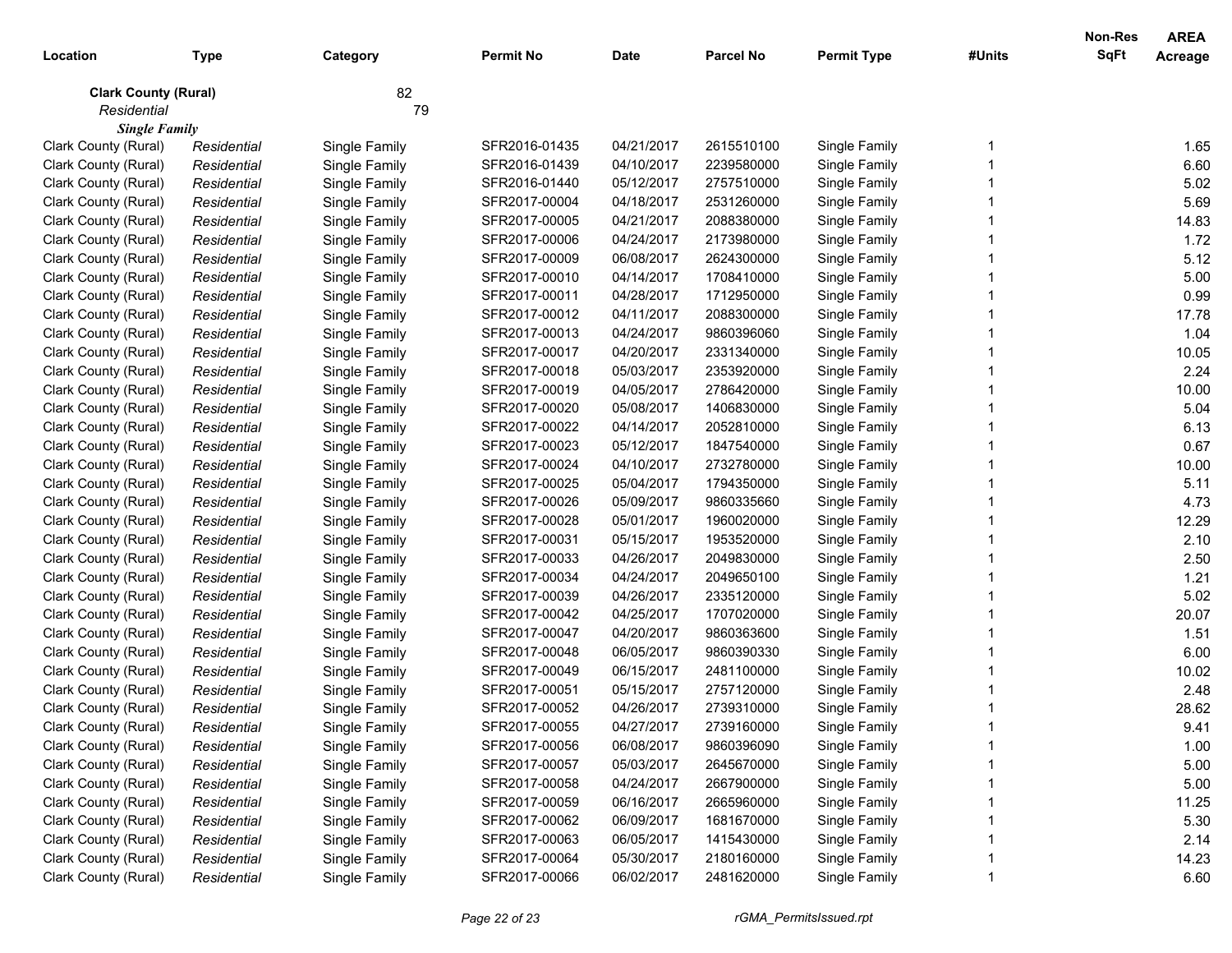| Location | Type | Category | Permit No | Date | Parcel No | Permit Type | #Units | Non-Res SqFt | AREA Acreage |
|---|---|---|---|---|---|---|---|---|---|
| **Clark County (Rural)** | | 82 | | | | | | | |
| *Residential* | | 79 | | | | | | | |
| ***Single Family*** | | | | | | | | | |
| Clark County (Rural) | *Residential* | Single Family | SFR2016-01435 | 04/21/2017 | 2615510100 | Single Family | 1 | | 1.65 |
| Clark County (Rural) | *Residential* | Single Family | SFR2016-01439 | 04/10/2017 | 2239580000 | Single Family | 1 | | 6.60 |
| Clark County (Rural) | *Residential* | Single Family | SFR2016-01440 | 05/12/2017 | 2757510000 | Single Family | 1 | | 5.02 |
| Clark County (Rural) | *Residential* | Single Family | SFR2017-00004 | 04/18/2017 | 2531260000 | Single Family | 1 | | 5.69 |
| Clark County (Rural) | *Residential* | Single Family | SFR2017-00005 | 04/21/2017 | 2088380000 | Single Family | 1 | | 14.83 |
| Clark County (Rural) | *Residential* | Single Family | SFR2017-00006 | 04/24/2017 | 2173980000 | Single Family | 1 | | 1.72 |
| Clark County (Rural) | *Residential* | Single Family | SFR2017-00009 | 06/08/2017 | 2624300000 | Single Family | 1 | | 5.12 |
| Clark County (Rural) | *Residential* | Single Family | SFR2017-00010 | 04/14/2017 | 1708410000 | Single Family | 1 | | 5.00 |
| Clark County (Rural) | *Residential* | Single Family | SFR2017-00011 | 04/28/2017 | 1712950000 | Single Family | 1 | | 0.99 |
| Clark County (Rural) | *Residential* | Single Family | SFR2017-00012 | 04/11/2017 | 2088300000 | Single Family | 1 | | 17.78 |
| Clark County (Rural) | *Residential* | Single Family | SFR2017-00013 | 04/24/2017 | 9860396060 | Single Family | 1 | | 1.04 |
| Clark County (Rural) | *Residential* | Single Family | SFR2017-00017 | 04/20/2017 | 2331340000 | Single Family | 1 | | 10.05 |
| Clark County (Rural) | *Residential* | Single Family | SFR2017-00018 | 05/03/2017 | 2353920000 | Single Family | 1 | | 2.24 |
| Clark County (Rural) | *Residential* | Single Family | SFR2017-00019 | 04/05/2017 | 2786420000 | Single Family | 1 | | 10.00 |
| Clark County (Rural) | *Residential* | Single Family | SFR2017-00020 | 05/08/2017 | 1406830000 | Single Family | 1 | | 5.04 |
| Clark County (Rural) | *Residential* | Single Family | SFR2017-00022 | 04/14/2017 | 2052810000 | Single Family | 1 | | 6.13 |
| Clark County (Rural) | *Residential* | Single Family | SFR2017-00023 | 05/12/2017 | 1847540000 | Single Family | 1 | | 0.67 |
| Clark County (Rural) | *Residential* | Single Family | SFR2017-00024 | 04/10/2017 | 2732780000 | Single Family | 1 | | 10.00 |
| Clark County (Rural) | *Residential* | Single Family | SFR2017-00025 | 05/04/2017 | 1794350000 | Single Family | 1 | | 5.11 |
| Clark County (Rural) | *Residential* | Single Family | SFR2017-00026 | 05/09/2017 | 9860335660 | Single Family | 1 | | 4.73 |
| Clark County (Rural) | *Residential* | Single Family | SFR2017-00028 | 05/01/2017 | 1960020000 | Single Family | 1 | | 12.29 |
| Clark County (Rural) | *Residential* | Single Family | SFR2017-00031 | 05/15/2017 | 1953520000 | Single Family | 1 | | 2.10 |
| Clark County (Rural) | *Residential* | Single Family | SFR2017-00033 | 04/26/2017 | 2049830000 | Single Family | 1 | | 2.50 |
| Clark County (Rural) | *Residential* | Single Family | SFR2017-00034 | 04/24/2017 | 2049650100 | Single Family | 1 | | 1.21 |
| Clark County (Rural) | *Residential* | Single Family | SFR2017-00039 | 04/26/2017 | 2335120000 | Single Family | 1 | | 5.02 |
| Clark County (Rural) | *Residential* | Single Family | SFR2017-00042 | 04/25/2017 | 1707020000 | Single Family | 1 | | 20.07 |
| Clark County (Rural) | *Residential* | Single Family | SFR2017-00047 | 04/20/2017 | 9860363600 | Single Family | 1 | | 1.51 |
| Clark County (Rural) | *Residential* | Single Family | SFR2017-00048 | 06/05/2017 | 9860390330 | Single Family | 1 | | 6.00 |
| Clark County (Rural) | *Residential* | Single Family | SFR2017-00049 | 06/15/2017 | 2481100000 | Single Family | 1 | | 10.02 |
| Clark County (Rural) | *Residential* | Single Family | SFR2017-00051 | 05/15/2017 | 2757120000 | Single Family | 1 | | 2.48 |
| Clark County (Rural) | *Residential* | Single Family | SFR2017-00052 | 04/26/2017 | 2739310000 | Single Family | 1 | | 28.62 |
| Clark County (Rural) | *Residential* | Single Family | SFR2017-00055 | 04/27/2017 | 2739160000 | Single Family | 1 | | 9.41 |
| Clark County (Rural) | *Residential* | Single Family | SFR2017-00056 | 06/08/2017 | 9860396090 | Single Family | 1 | | 1.00 |
| Clark County (Rural) | *Residential* | Single Family | SFR2017-00057 | 05/03/2017 | 2645670000 | Single Family | 1 | | 5.00 |
| Clark County (Rural) | *Residential* | Single Family | SFR2017-00058 | 04/24/2017 | 2667900000 | Single Family | 1 | | 5.00 |
| Clark County (Rural) | *Residential* | Single Family | SFR2017-00059 | 06/16/2017 | 2665960000 | Single Family | 1 | | 11.25 |
| Clark County (Rural) | *Residential* | Single Family | SFR2017-00062 | 06/09/2017 | 1681670000 | Single Family | 1 | | 5.30 |
| Clark County (Rural) | *Residential* | Single Family | SFR2017-00063 | 06/05/2017 | 1415430000 | Single Family | 1 | | 2.14 |
| Clark County (Rural) | *Residential* | Single Family | SFR2017-00064 | 05/30/2017 | 2180160000 | Single Family | 1 | | 14.23 |
| Clark County (Rural) | *Residential* | Single Family | SFR2017-00066 | 06/02/2017 | 2481620000 | Single Family | 1 | | 6.60 |

rGMA_PermitsIssued.rpt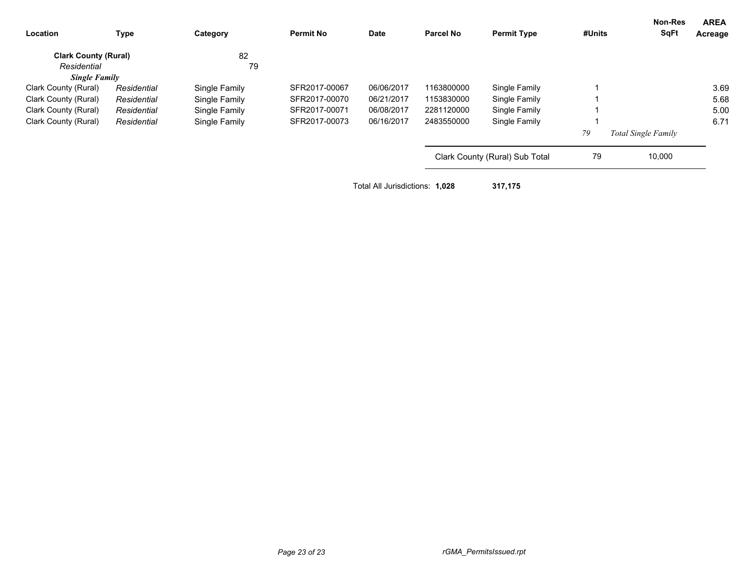| Location | Type | Category | Permit No | Date | Parcel No | Permit Type | #Units | Non-Res SqFt | AREA Acreage |
|---|---|---|---|---|---|---|---|---|---|
| **Clark County (Rural)** | | 82 | | | | | | | |
| *Residential* | | 79 | | | | | | | |
| ***Single Family*** | | | | | | | | | |
| Clark County (Rural) | *Residential* | Single Family | SFR2017-00067 | 06/06/2017 | 1163800000 | Single Family | 1 | | 3.69 |
| Clark County (Rural) | *Residential* | Single Family | SFR2017-00070 | 06/21/2017 | 1153830000 | Single Family | 1 | | 5.68 |
| Clark County (Rural) | *Residential* | Single Family | SFR2017-00071 | 06/08/2017 | 2281120000 | Single Family | 1 | | 5.00 |
| Clark County (Rural) | *Residential* | Single Family | SFR2017-00073 | 06/16/2017 | 2483550000 | Single Family | 1 | | 6.71 |
| | | | | | | | *79* | *Total Single Family* | |
| | | | | | Clark County (Rural) Sub Total | | 79 | 10,000 | |

Total All Jurisdictions: **1,028** **317,175**